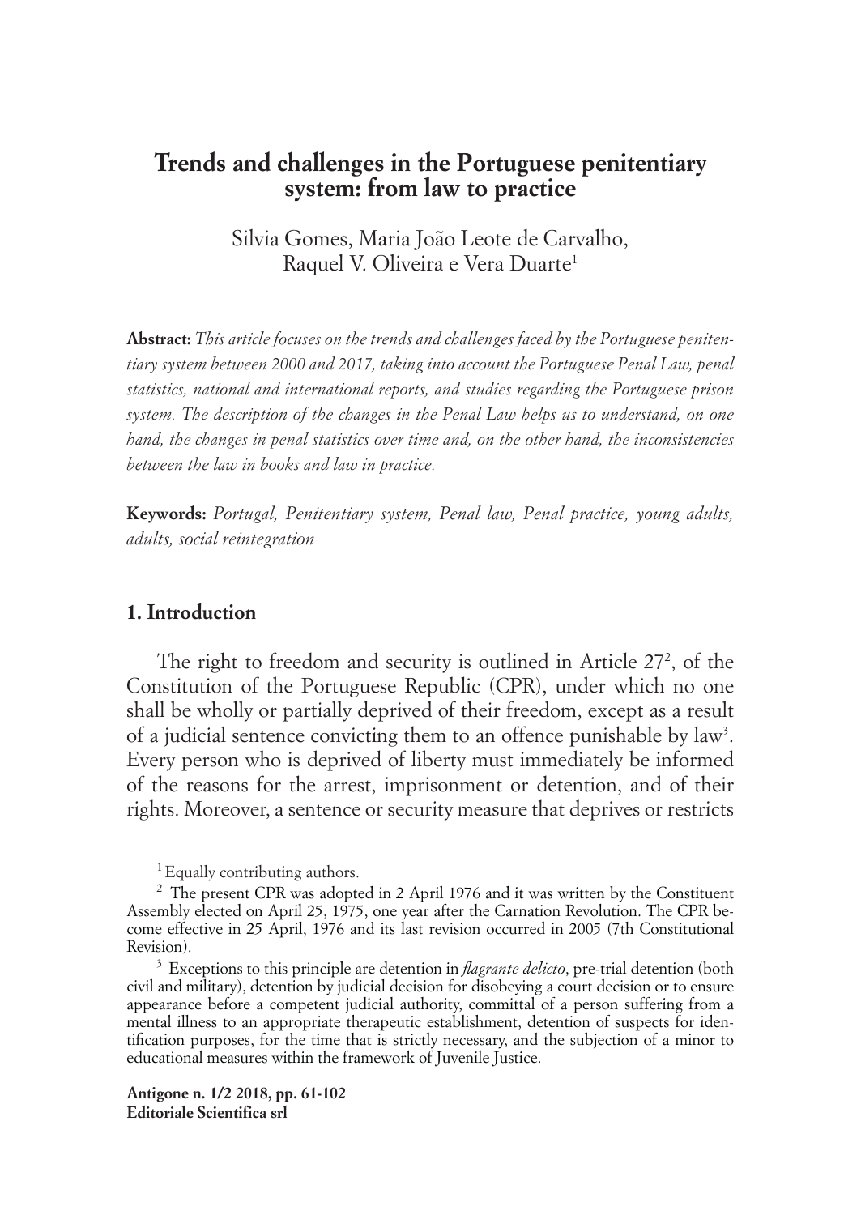# Trends and challenges in the Portuguese penitentiary system: from law to practice

Silvia Gomes, Maria João Leote de Carvalho, Raquel V. Oliveira e Vera Duarte[1]

**Abstract:** *This article focuses on the trends and challenges faced by the Portuguese penitentiary system between 2000 and 2017, taking into account the Portuguese Penal Law, penal statistics, national and international reports, and studies regarding the Portuguese prison system. The description of the changes in the Penal Law helps us to understand, on one hand, the changes in penal statistics over time and, on the other hand, the inconsistencies between the law in books and law in practice.*

**Keywords:** *Portugal, Penitentiary system, Penal law, Penal practice, young adults, adults, social reintegration*

## 1. Introduction

The right to freedom and security is outlined in Article 27[2], of the Constitution of the Portuguese Republic (CPR), under which no one shall be wholly or partially deprived of their freedom, except as a result of a judicial sentence convicting them to an offence punishable by law[3]. Every person who is deprived of liberty must immediately be informed of the reasons for the arrest, imprisonment or detention, and of their rights. Moreover, a sentence or security measure that deprives or restricts

[1] Equally contributing authors.

[2] The present CPR was adopted in 2 April 1976 and it was written by the Constituent Assembly elected on April 25, 1975, one year after the Carnation Revolution. The CPR become effective in 25 April, 1976 and its last revision occurred in 2005 (7th Constitutional Revision).

[3] Exceptions to this principle are detention in *flagrante delicto*, pre-trial detention (both civil and military), detention by judicial decision for disobeying a court decision or to ensure appearance before a competent judicial authority, committal of a person suffering from a mental illness to an appropriate therapeutic establishment, detention of suspects for identification purposes, for the time that is strictly necessary, and the subjection of a minor to educational measures within the framework of Juvenile Justice.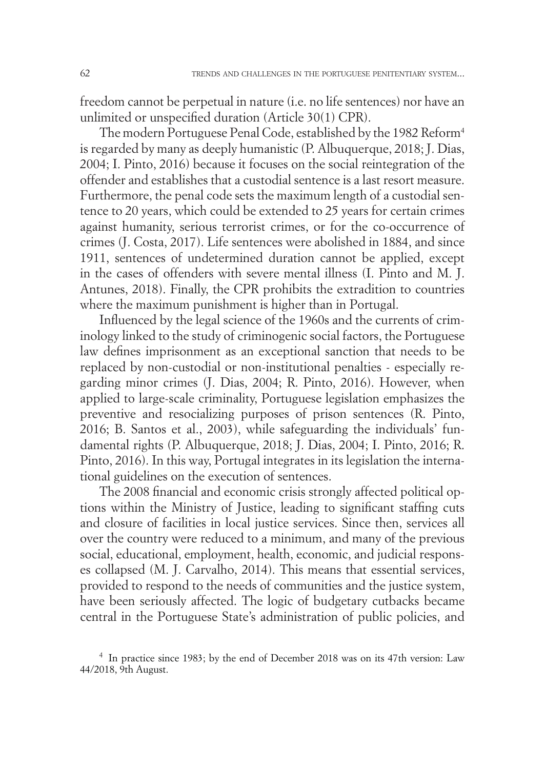freedom cannot be perpetual in nature (i.e. no life sentences) nor have an unlimited or unspecified duration (Article 30(1) CPR).

The modern Portuguese Penal Code, established by the 1982 Reform[4] is regarded by many as deeply humanistic (P. Albuquerque, 2018; J. Dias, 2004; I. Pinto, 2016) because it focuses on the social reintegration of the offender and establishes that a custodial sentence is a last resort measure. Furthermore, the penal code sets the maximum length of a custodial sentence to 20 years, which could be extended to 25 years for certain crimes against humanity, serious terrorist crimes, or for the co-occurrence of crimes (J. Costa, 2017). Life sentences were abolished in 1884, and since 1911, sentences of undetermined duration cannot be applied, except in the cases of offenders with severe mental illness (I. Pinto and M. J. Antunes, 2018). Finally, the CPR prohibits the extradition to countries where the maximum punishment is higher than in Portugal.

Influenced by the legal science of the 1960s and the currents of criminology linked to the study of criminogenic social factors, the Portuguese law defines imprisonment as an exceptional sanction that needs to be replaced by non-custodial or non-institutional penalties - especially regarding minor crimes (J. Dias, 2004; R. Pinto, 2016). However, when applied to large-scale criminality, Portuguese legislation emphasizes the preventive and resocializing purposes of prison sentences (R. Pinto, 2016; B. Santos et al., 2003), while safeguarding the individuals' fundamental rights (P. Albuquerque, 2018; J. Dias, 2004; I. Pinto, 2016; R. Pinto, 2016). In this way, Portugal integrates in its legislation the international guidelines on the execution of sentences.

The 2008 financial and economic crisis strongly affected political options within the Ministry of Justice, leading to significant staffing cuts and closure of facilities in local justice services. Since then, services all over the country were reduced to a minimum, and many of the previous social, educational, employment, health, economic, and judicial responses collapsed (M. J. Carvalho, 2014). This means that essential services, provided to respond to the needs of communities and the justice system, have been seriously affected. The logic of budgetary cutbacks became central in the Portuguese State's administration of public policies, and

[4] In practice since 1983; by the end of December 2018 was on its 47th version: Law 44/2018, 9th August.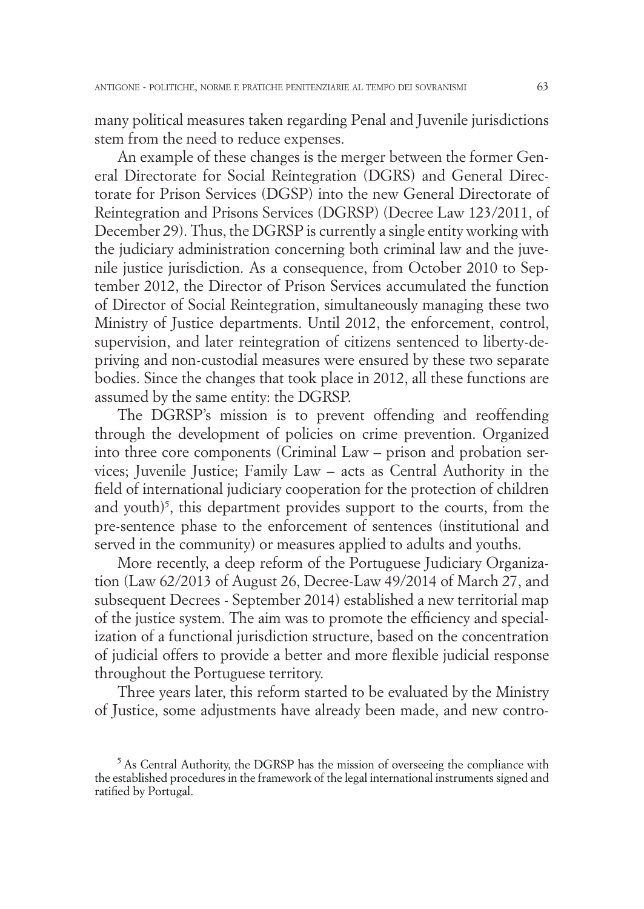many political measures taken regarding Penal and Juvenile jurisdictions stem from the need to reduce expenses.

An example of these changes is the merger between the former General Directorate for Social Reintegration (DGRS) and General Directorate for Prison Services (DGSP) into the new General Directorate of Reintegration and Prisons Services (DGRSP) (Decree Law 123/2011, of December 29). Thus, the DGRSP is currently a single entity working with the judiciary administration concerning both criminal law and the juvenile justice jurisdiction. As a consequence, from October 2010 to September 2012, the Director of Prison Services accumulated the function of Director of Social Reintegration, simultaneously managing these two Ministry of Justice departments. Until 2012, the enforcement, control, supervision, and later reintegration of citizens sentenced to liberty-depriving and non-custodial measures were ensured by these two separate bodies. Since the changes that took place in 2012, all these functions are assumed by the same entity: the DGRSP.

The DGRSP's mission is to prevent offending and reoffending through the development of policies on crime prevention. Organized into three core components (Criminal Law – prison and probation services; Juvenile Justice; Family Law – acts as Central Authority in the field of international judiciary cooperation for the protection of children and youth)[5], this department provides support to the courts, from the pre-sentence phase to the enforcement of sentences (institutional and served in the community) or measures applied to adults and youths.

More recently, a deep reform of the Portuguese Judiciary Organization (Law 62/2013 of August 26, Decree-Law 49/2014 of March 27, and subsequent Decrees - September 2014) established a new territorial map of the justice system. The aim was to promote the efficiency and specialization of a functional jurisdiction structure, based on the concentration of judicial offers to provide a better and more flexible judicial response throughout the Portuguese territory.

Three years later, this reform started to be evaluated by the Ministry of Justice, some adjustments have already been made, and new contro-

[5] As Central Authority, the DGRSP has the mission of overseeing the compliance with the established procedures in the framework of the legal international instruments signed and ratified by Portugal.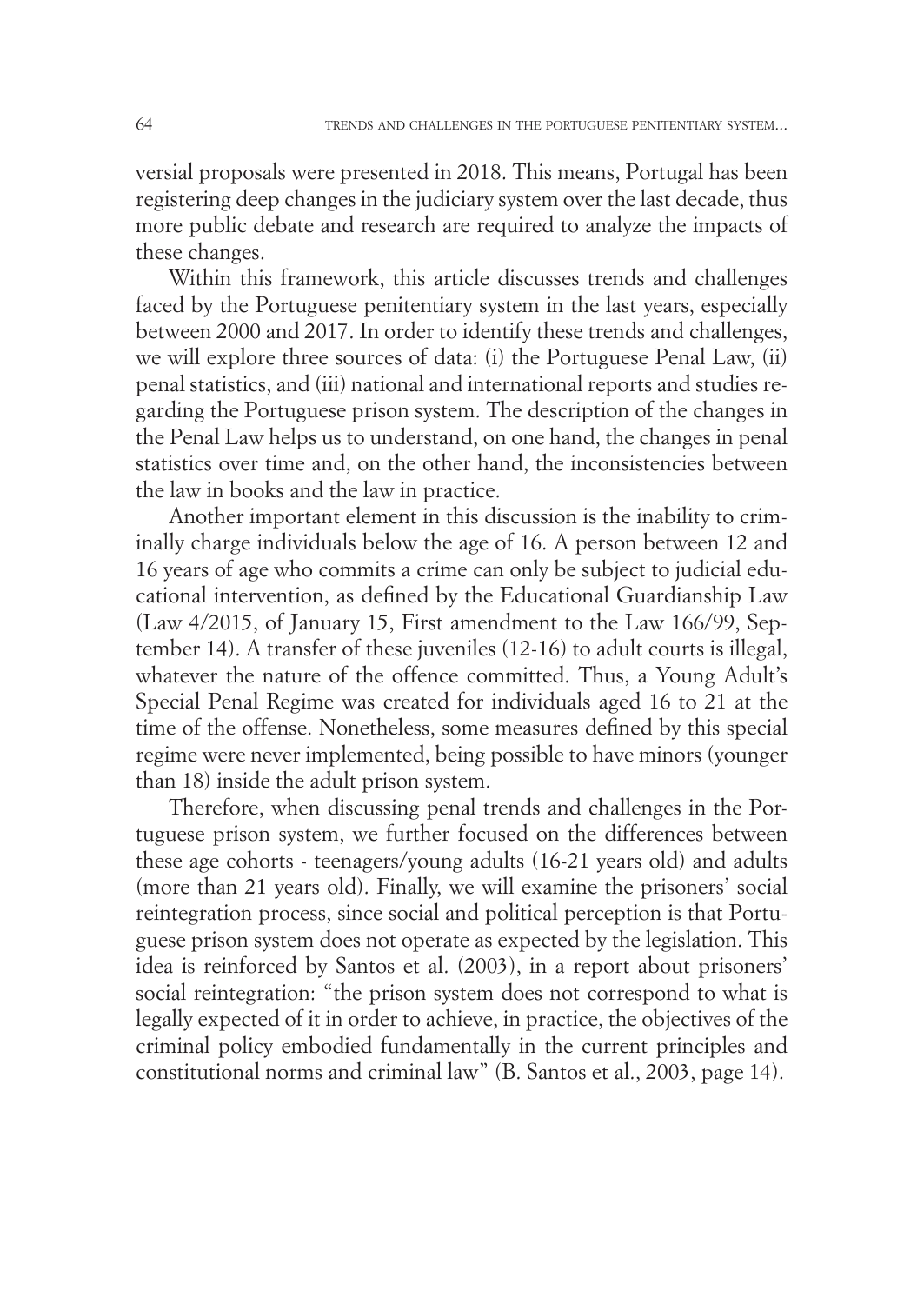versial proposals were presented in 2018. This means, Portugal has been registering deep changes in the judiciary system over the last decade, thus more public debate and research are required to analyze the impacts of these changes.

Within this framework, this article discusses trends and challenges faced by the Portuguese penitentiary system in the last years, especially between 2000 and 2017. In order to identify these trends and challenges, we will explore three sources of data: (i) the Portuguese Penal Law, (ii) penal statistics, and (iii) national and international reports and studies regarding the Portuguese prison system. The description of the changes in the Penal Law helps us to understand, on one hand, the changes in penal statistics over time and, on the other hand, the inconsistencies between the law in books and the law in practice.

Another important element in this discussion is the inability to criminally charge individuals below the age of 16. A person between 12 and 16 years of age who commits a crime can only be subject to judicial educational intervention, as defined by the Educational Guardianship Law (Law 4/2015, of January 15, First amendment to the Law 166/99, September 14). A transfer of these juveniles (12-16) to adult courts is illegal, whatever the nature of the offence committed. Thus, a Young Adult's Special Penal Regime was created for individuals aged 16 to 21 at the time of the offense. Nonetheless, some measures defined by this special regime were never implemented, being possible to have minors (younger than 18) inside the adult prison system.

Therefore, when discussing penal trends and challenges in the Portuguese prison system, we further focused on the differences between these age cohorts - teenagers/young adults (16-21 years old) and adults (more than 21 years old). Finally, we will examine the prisoners' social reintegration process, since social and political perception is that Portuguese prison system does not operate as expected by the legislation. This idea is reinforced by Santos et al. (2003), in a report about prisoners' social reintegration: "the prison system does not correspond to what is legally expected of it in order to achieve, in practice, the objectives of the criminal policy embodied fundamentally in the current principles and constitutional norms and criminal law" (B. Santos et al., 2003, page 14).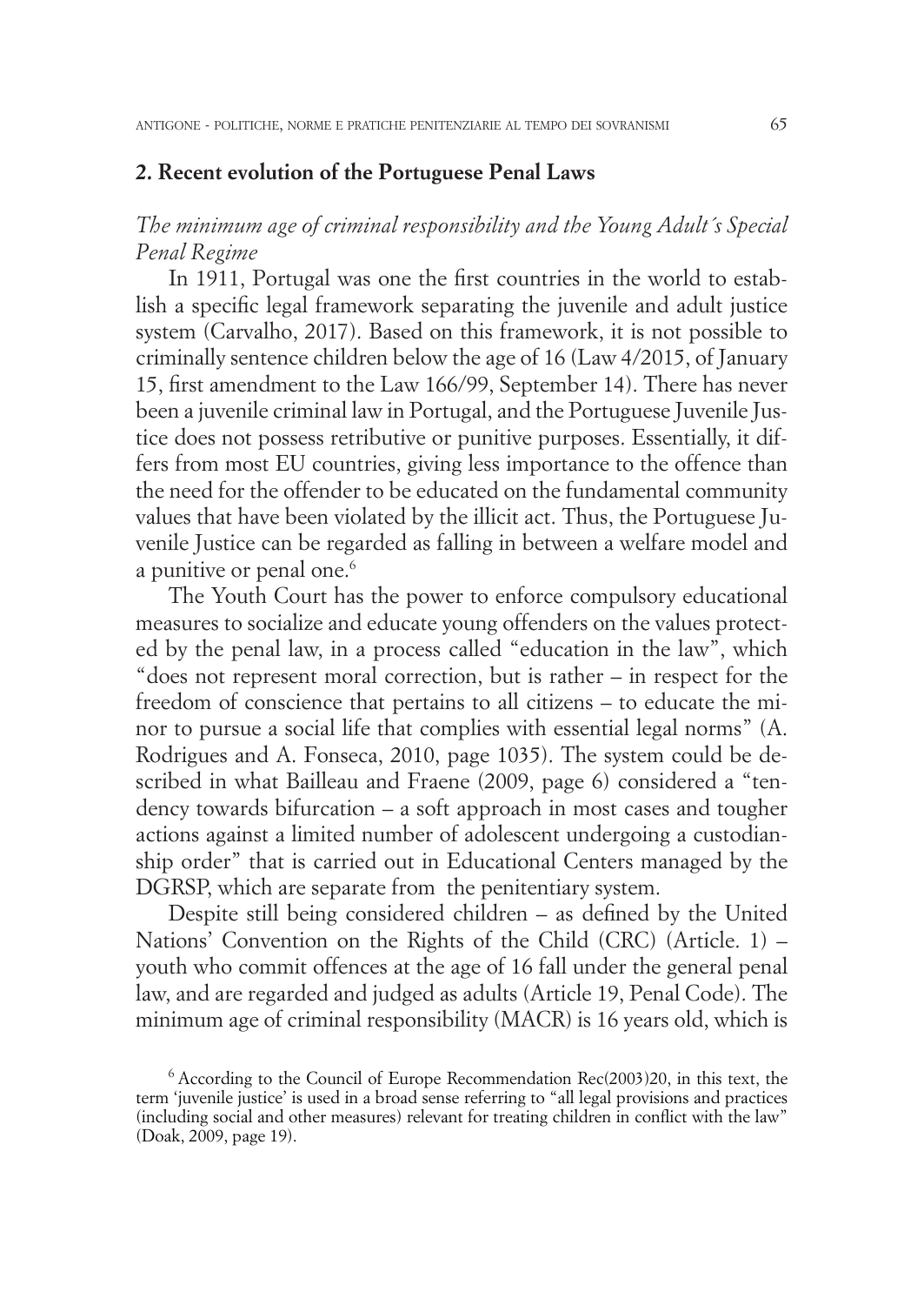## 2. Recent evolution of the Portuguese Penal Laws

*The minimum age of criminal responsibility and the Young Adult´s Special Penal Regime*

In 1911, Portugal was one the first countries in the world to establish a specific legal framework separating the juvenile and adult justice system (Carvalho, 2017). Based on this framework, it is not possible to criminally sentence children below the age of 16 (Law 4/2015, of January 15, first amendment to the Law 166/99, September 14). There has never been a juvenile criminal law in Portugal, and the Portuguese Juvenile Justice does not possess retributive or punitive purposes. Essentially, it differs from most EU countries, giving less importance to the offence than the need for the offender to be educated on the fundamental community values that have been violated by the illicit act. Thus, the Portuguese Juvenile Justice can be regarded as falling in between a welfare model and a punitive or penal one.[6]

The Youth Court has the power to enforce compulsory educational measures to socialize and educate young offenders on the values protected by the penal law, in a process called "education in the law", which "does not represent moral correction, but is rather – in respect for the freedom of conscience that pertains to all citizens – to educate the minor to pursue a social life that complies with essential legal norms" (A. Rodrigues and A. Fonseca, 2010, page 1035). The system could be described in what Bailleau and Fraene (2009, page 6) considered a "tendency towards bifurcation – a soft approach in most cases and tougher actions against a limited number of adolescent undergoing a custodianship order" that is carried out in Educational Centers managed by the DGRSP, which are separate from the penitentiary system.

Despite still being considered children – as defined by the United Nations' Convention on the Rights of the Child (CRC) (Article. 1) – youth who commit offences at the age of 16 fall under the general penal law, and are regarded and judged as adults (Article 19, Penal Code). The minimum age of criminal responsibility (MACR) is 16 years old, which is

[6] According to the Council of Europe Recommendation Rec(2003)20, in this text, the term 'juvenile justice' is used in a broad sense referring to "all legal provisions and practices (including social and other measures) relevant for treating children in conflict with the law" (Doak, 2009, page 19).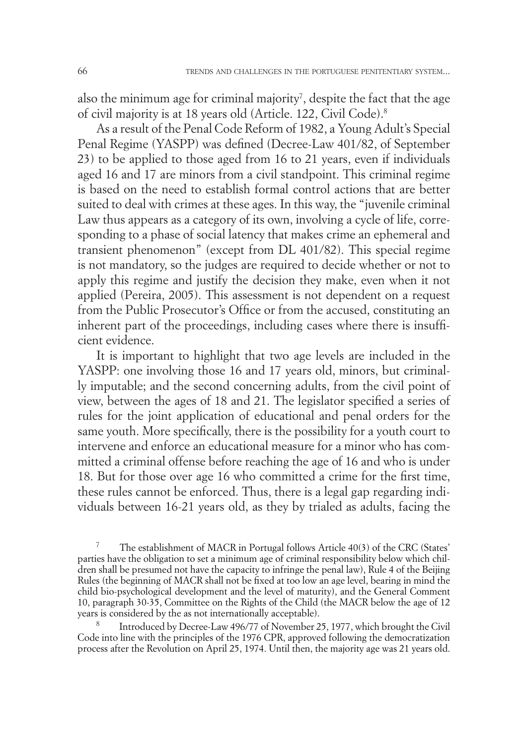also the minimum age for criminal majority[7], despite the fact that the age of civil majority is at 18 years old (Article. 122, Civil Code).[8]

As a result of the Penal Code Reform of 1982, a Young Adult's Special Penal Regime (YASPP) was defined (Decree-Law 401/82, of September 23) to be applied to those aged from 16 to 21 years, even if individuals aged 16 and 17 are minors from a civil standpoint. This criminal regime is based on the need to establish formal control actions that are better suited to deal with crimes at these ages. In this way, the "juvenile criminal Law thus appears as a category of its own, involving a cycle of life, corresponding to a phase of social latency that makes crime an ephemeral and transient phenomenon" (except from DL 401/82). This special regime is not mandatory, so the judges are required to decide whether or not to apply this regime and justify the decision they make, even when it not applied (Pereira, 2005). This assessment is not dependent on a request from the Public Prosecutor's Office or from the accused, constituting an inherent part of the proceedings, including cases where there is insufficient evidence.

It is important to highlight that two age levels are included in the YASPP: one involving those 16 and 17 years old, minors, but criminally imputable; and the second concerning adults, from the civil point of view, between the ages of 18 and 21. The legislator specified a series of rules for the joint application of educational and penal orders for the same youth. More specifically, there is the possibility for a youth court to intervene and enforce an educational measure for a minor who has committed a criminal offense before reaching the age of 16 and who is under 18. But for those over age 16 who committed a crime for the first time, these rules cannot be enforced. Thus, there is a legal gap regarding individuals between 16-21 years old, as they by trialed as adults, facing the

[7] The establishment of MACR in Portugal follows Article 40(3) of the CRC (States' parties have the obligation to set a minimum age of criminal responsibility below which children shall be presumed not have the capacity to infringe the penal law), Rule 4 of the Beijing Rules (the beginning of MACR shall not be fixed at too low an age level, bearing in mind the child bio-psychological development and the level of maturity), and the General Comment 10, paragraph 30-35, Committee on the Rights of the Child (the MACR below the age of 12 years is considered by the as not internationally acceptable).

[8] Introduced by Decree-Law 496/77 of November 25, 1977, which brought the Civil Code into line with the principles of the 1976 CPR, approved following the democratization process after the Revolution on April 25, 1974. Until then, the majority age was 21 years old.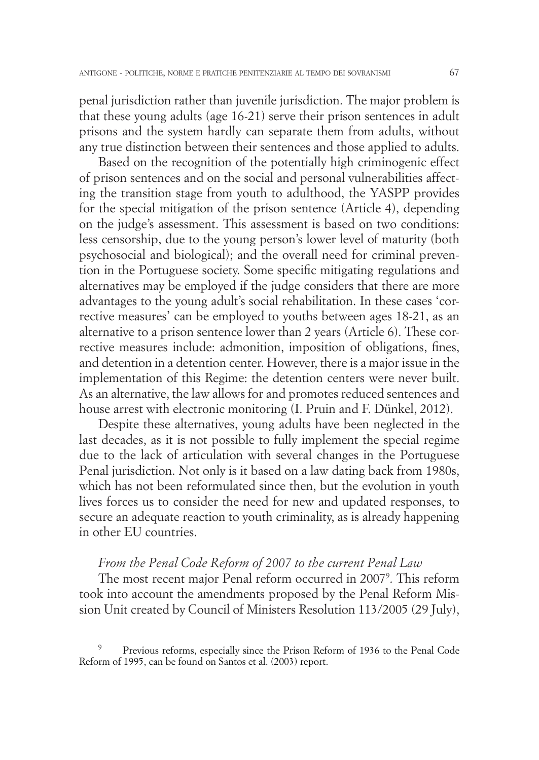penal jurisdiction rather than juvenile jurisdiction. The major problem is that these young adults (age 16-21) serve their prison sentences in adult prisons and the system hardly can separate them from adults, without any true distinction between their sentences and those applied to adults.

Based on the recognition of the potentially high criminogenic effect of prison sentences and on the social and personal vulnerabilities affecting the transition stage from youth to adulthood, the YASPP provides for the special mitigation of the prison sentence (Article 4), depending on the judge's assessment. This assessment is based on two conditions: less censorship, due to the young person's lower level of maturity (both psychosocial and biological); and the overall need for criminal prevention in the Portuguese society. Some specific mitigating regulations and alternatives may be employed if the judge considers that there are more advantages to the young adult's social rehabilitation. In these cases 'corrective measures' can be employed to youths between ages 18-21, as an alternative to a prison sentence lower than 2 years (Article 6). These corrective measures include: admonition, imposition of obligations, fines, and detention in a detention center. However, there is a major issue in the implementation of this Regime: the detention centers were never built. As an alternative, the law allows for and promotes reduced sentences and house arrest with electronic monitoring (I. Pruin and F. Dünkel, 2012).

Despite these alternatives, young adults have been neglected in the last decades, as it is not possible to fully implement the special regime due to the lack of articulation with several changes in the Portuguese Penal jurisdiction. Not only is it based on a law dating back from 1980s, which has not been reformulated since then, but the evolution in youth lives forces us to consider the need for new and updated responses, to secure an adequate reaction to youth criminality, as is already happening in other EU countries.

*From the Penal Code Reform of 2007 to the current Penal Law*

The most recent major Penal reform occurred in 2007[9]. This reform took into account the amendments proposed by the Penal Reform Mission Unit created by Council of Ministers Resolution 113/2005 (29 July),

[9] Previous reforms, especially since the Prison Reform of 1936 to the Penal Code Reform of 1995, can be found on Santos et al. (2003) report.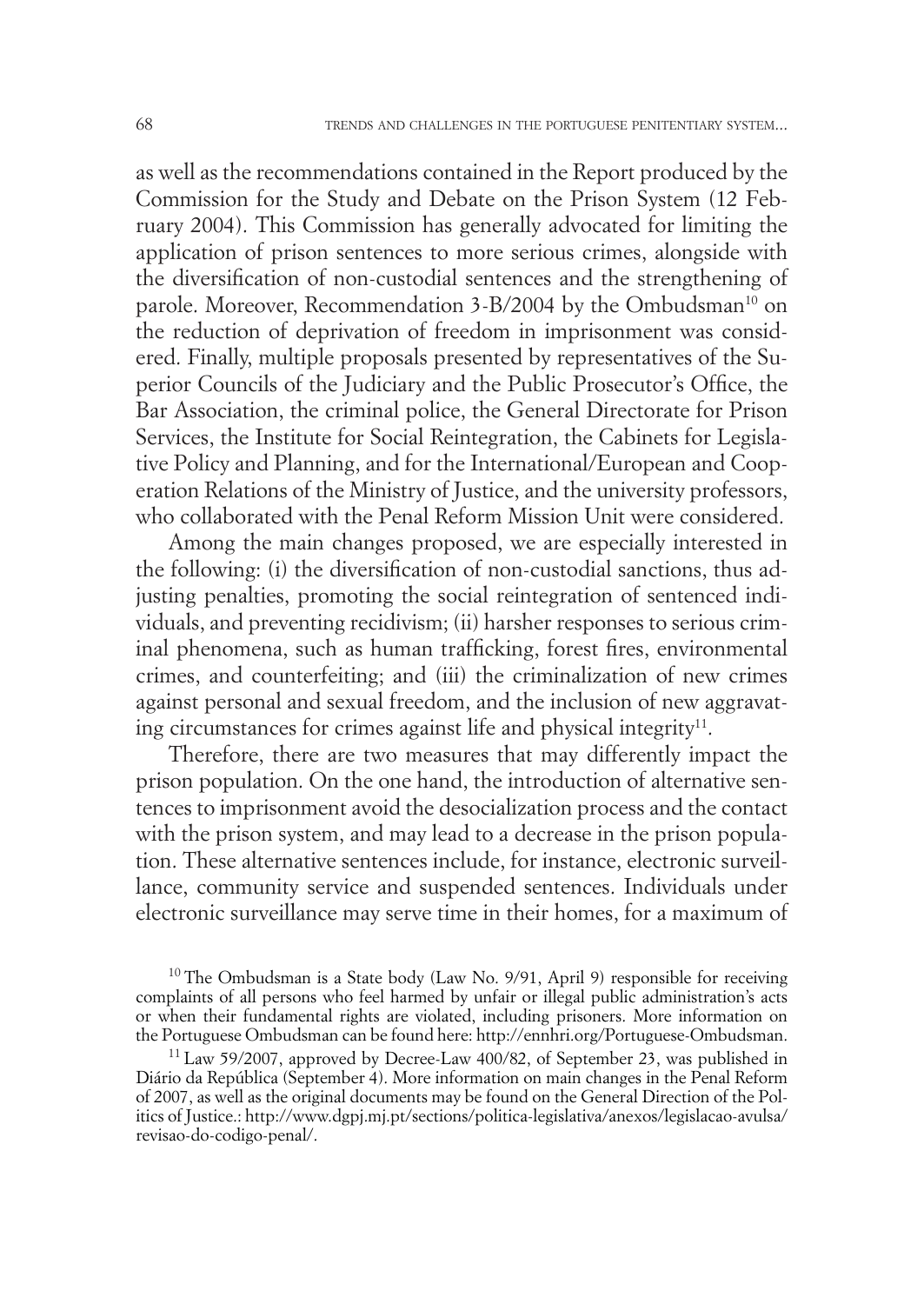as well as the recommendations contained in the Report produced by the Commission for the Study and Debate on the Prison System (12 February 2004). This Commission has generally advocated for limiting the application of prison sentences to more serious crimes, alongside with the diversification of non-custodial sentences and the strengthening of parole. Moreover, Recommendation 3-B/2004 by the Ombudsman[10] on the reduction of deprivation of freedom in imprisonment was considered. Finally, multiple proposals presented by representatives of the Superior Councils of the Judiciary and the Public Prosecutor's Office, the Bar Association, the criminal police, the General Directorate for Prison Services, the Institute for Social Reintegration, the Cabinets for Legislative Policy and Planning, and for the International/European and Cooperation Relations of the Ministry of Justice, and the university professors, who collaborated with the Penal Reform Mission Unit were considered.

Among the main changes proposed, we are especially interested in the following: (i) the diversification of non-custodial sanctions, thus adjusting penalties, promoting the social reintegration of sentenced individuals, and preventing recidivism; (ii) harsher responses to serious criminal phenomena, such as human trafficking, forest fires, environmental crimes, and counterfeiting; and (iii) the criminalization of new crimes against personal and sexual freedom, and the inclusion of new aggravating circumstances for crimes against life and physical integrity[11].

Therefore, there are two measures that may differently impact the prison population. On the one hand, the introduction of alternative sentences to imprisonment avoid the desocialization process and the contact with the prison system, and may lead to a decrease in the prison population. These alternative sentences include, for instance, electronic surveillance, community service and suspended sentences. Individuals under electronic surveillance may serve time in their homes, for a maximum of

[10] The Ombudsman is a State body (Law No. 9/91, April 9) responsible for receiving complaints of all persons who feel harmed by unfair or illegal public administration's acts or when their fundamental rights are violated, including prisoners. More information on the Portuguese Ombudsman can be found here: http://ennhri.org/Portuguese-Ombudsman.

[11] Law 59/2007, approved by Decree-Law 400/82, of September 23, was published in Diário da República (September 4). More information on main changes in the Penal Reform of 2007, as well as the original documents may be found on the General Direction of the Politics of Justice.: http://www.dgpj.mj.pt/sections/politica-legislativa/anexos/legislacao-avulsa/revisao-do-codigo-penal/.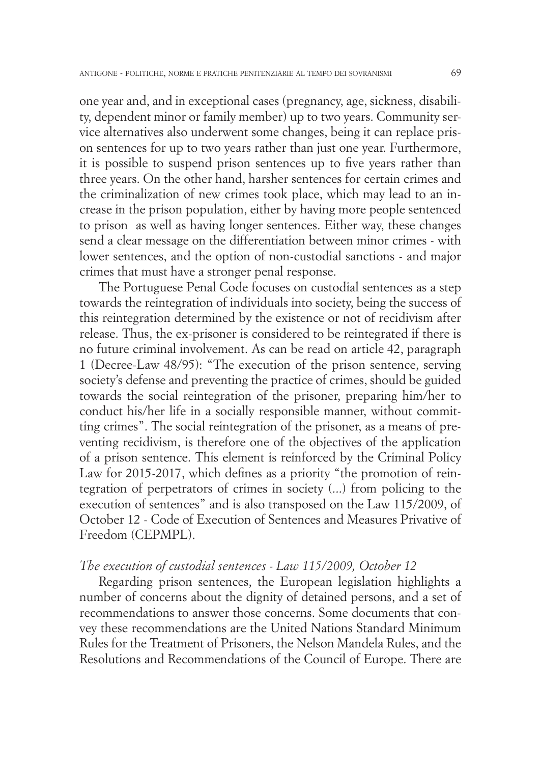one year and, and in exceptional cases (pregnancy, age, sickness, disability, dependent minor or family member) up to two years. Community service alternatives also underwent some changes, being it can replace prison sentences for up to two years rather than just one year. Furthermore, it is possible to suspend prison sentences up to five years rather than three years. On the other hand, harsher sentences for certain crimes and the criminalization of new crimes took place, which may lead to an increase in the prison population, either by having more people sentenced to prison  as well as having longer sentences. Either way, these changes send a clear message on the differentiation between minor crimes - with lower sentences, and the option of non-custodial sanctions - and major crimes that must have a stronger penal response.

The Portuguese Penal Code focuses on custodial sentences as a step towards the reintegration of individuals into society, being the success of this reintegration determined by the existence or not of recidivism after release. Thus, the ex-prisoner is considered to be reintegrated if there is no future criminal involvement. As can be read on article 42, paragraph 1 (Decree-Law 48/95): "The execution of the prison sentence, serving society's defense and preventing the practice of crimes, should be guided towards the social reintegration of the prisoner, preparing him/her to conduct his/her life in a socially responsible manner, without committing crimes". The social reintegration of the prisoner, as a means of preventing recidivism, is therefore one of the objectives of the application of a prison sentence. This element is reinforced by the Criminal Policy Law for 2015-2017, which defines as a priority "the promotion of reintegration of perpetrators of crimes in society (...) from policing to the execution of sentences" and is also transposed on the Law 115/2009, of October 12 - Code of Execution of Sentences and Measures Privative of Freedom (CEPMPL).

*The execution of custodial sentences - Law 115/2009, October 12*

Regarding prison sentences, the European legislation highlights a number of concerns about the dignity of detained persons, and a set of recommendations to answer those concerns. Some documents that convey these recommendations are the United Nations Standard Minimum Rules for the Treatment of Prisoners, the Nelson Mandela Rules, and the Resolutions and Recommendations of the Council of Europe. There are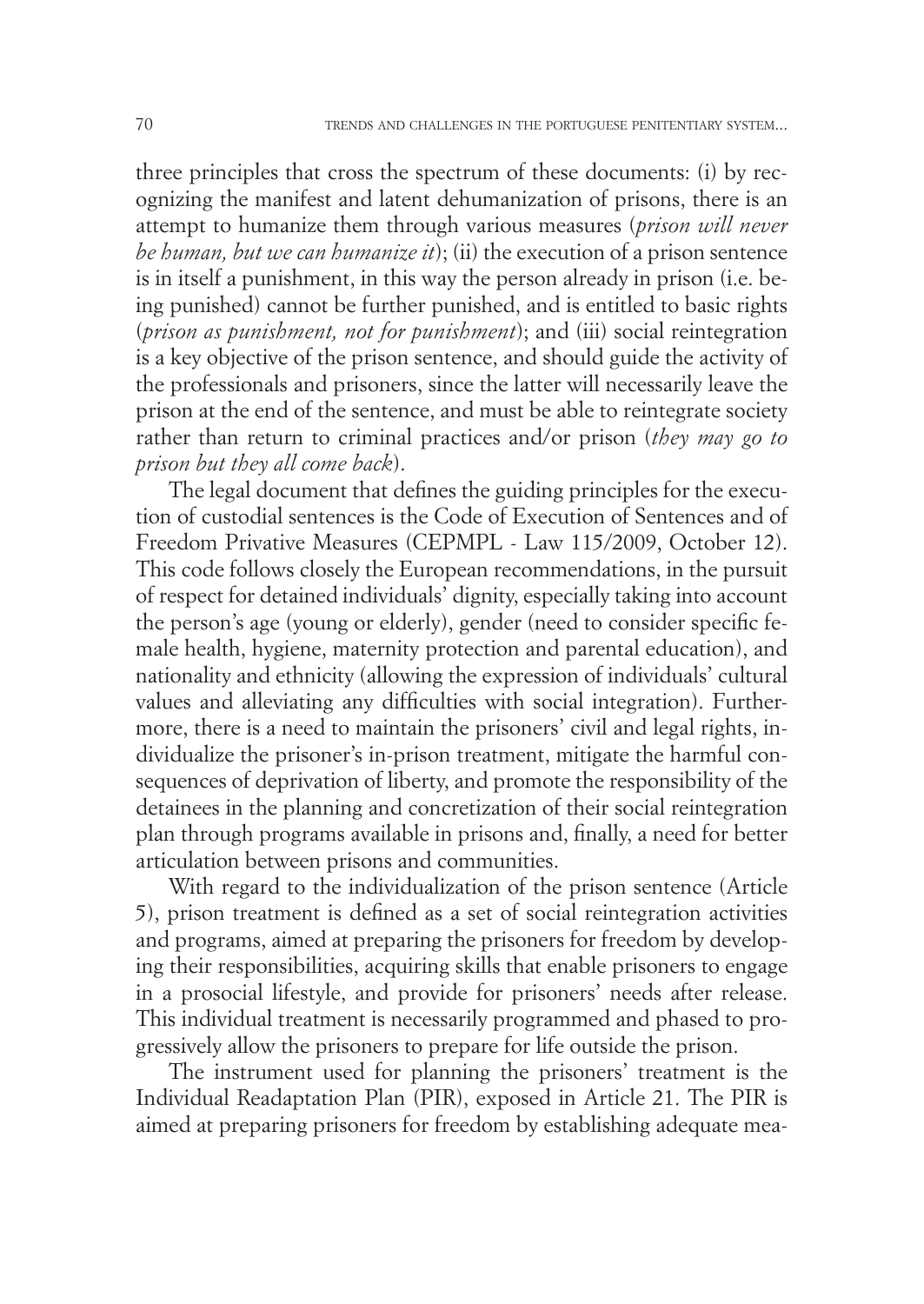three principles that cross the spectrum of these documents: (i) by recognizing the manifest and latent dehumanization of prisons, there is an attempt to humanize them through various measures (*prison will never be human, but we can humanize it*); (ii) the execution of a prison sentence is in itself a punishment, in this way the person already in prison (i.e. being punished) cannot be further punished, and is entitled to basic rights (*prison as punishment, not for punishment*); and (iii) social reintegration is a key objective of the prison sentence, and should guide the activity of the professionals and prisoners, since the latter will necessarily leave the prison at the end of the sentence, and must be able to reintegrate society rather than return to criminal practices and/or prison (*they may go to prison but they all come back*).

The legal document that defines the guiding principles for the execution of custodial sentences is the Code of Execution of Sentences and of Freedom Privative Measures (CEPMPL - Law 115/2009, October 12). This code follows closely the European recommendations, in the pursuit of respect for detained individuals' dignity, especially taking into account the person's age (young or elderly), gender (need to consider specific female health, hygiene, maternity protection and parental education), and nationality and ethnicity (allowing the expression of individuals' cultural values and alleviating any difficulties with social integration). Furthermore, there is a need to maintain the prisoners' civil and legal rights, individualize the prisoner's in-prison treatment, mitigate the harmful consequences of deprivation of liberty, and promote the responsibility of the detainees in the planning and concretization of their social reintegration plan through programs available in prisons and, finally, a need for better articulation between prisons and communities.

With regard to the individualization of the prison sentence (Article 5), prison treatment is defined as a set of social reintegration activities and programs, aimed at preparing the prisoners for freedom by developing their responsibilities, acquiring skills that enable prisoners to engage in a prosocial lifestyle, and provide for prisoners' needs after release. This individual treatment is necessarily programmed and phased to progressively allow the prisoners to prepare for life outside the prison.

The instrument used for planning the prisoners' treatment is the Individual Readaptation Plan (PIR), exposed in Article 21. The PIR is aimed at preparing prisoners for freedom by establishing adequate mea-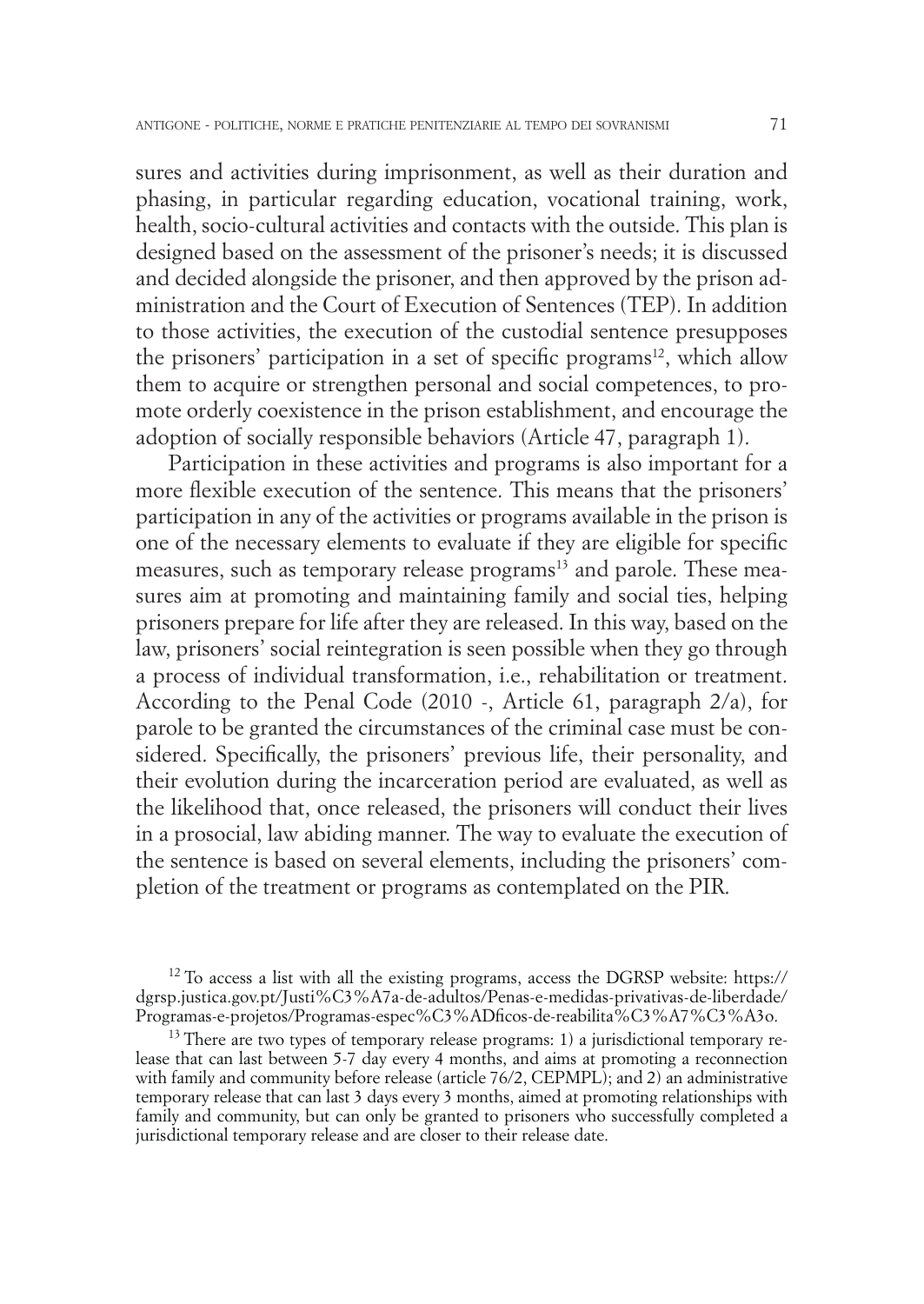sures and activities during imprisonment, as well as their duration and phasing, in particular regarding education, vocational training, work, health, socio-cultural activities and contacts with the outside. This plan is designed based on the assessment of the prisoner's needs; it is discussed and decided alongside the prisoner, and then approved by the prison administration and the Court of Execution of Sentences (TEP). In addition to those activities, the execution of the custodial sentence presupposes the prisoners' participation in a set of specific programs[12], which allow them to acquire or strengthen personal and social competences, to promote orderly coexistence in the prison establishment, and encourage the adoption of socially responsible behaviors (Article 47, paragraph 1).

Participation in these activities and programs is also important for a more flexible execution of the sentence. This means that the prisoners' participation in any of the activities or programs available in the prison is one of the necessary elements to evaluate if they are eligible for specific measures, such as temporary release programs[13] and parole. These measures aim at promoting and maintaining family and social ties, helping prisoners prepare for life after they are released. In this way, based on the law, prisoners' social reintegration is seen possible when they go through a process of individual transformation, i.e., rehabilitation or treatment. According to the Penal Code (2010 -, Article 61, paragraph 2/a), for parole to be granted the circumstances of the criminal case must be considered. Specifically, the prisoners' previous life, their personality, and their evolution during the incarceration period are evaluated, as well as the likelihood that, once released, the prisoners will conduct their lives in a prosocial, law abiding manner. The way to evaluate the execution of the sentence is based on several elements, including the prisoners' completion of the treatment or programs as contemplated on the PIR.

[12] To access a list with all the existing programs, access the DGRSP website: https://dgrsp.justica.gov.pt/Justi%C3%A7a-de-adultos/Penas-e-medidas-privativas-de-liberdade/Programas-e-projetos/Programas-espec%C3%ADficos-de-reabilita%C3%A7%C3%A3o.

[13] There are two types of temporary release programs: 1) a jurisdictional temporary release that can last between 5-7 day every 4 months, and aims at promoting a reconnection with family and community before release (article 76/2, CEPMPL); and 2) an administrative temporary release that can last 3 days every 3 months, aimed at promoting relationships with family and community, but can only be granted to prisoners who successfully completed a jurisdictional temporary release and are closer to their release date.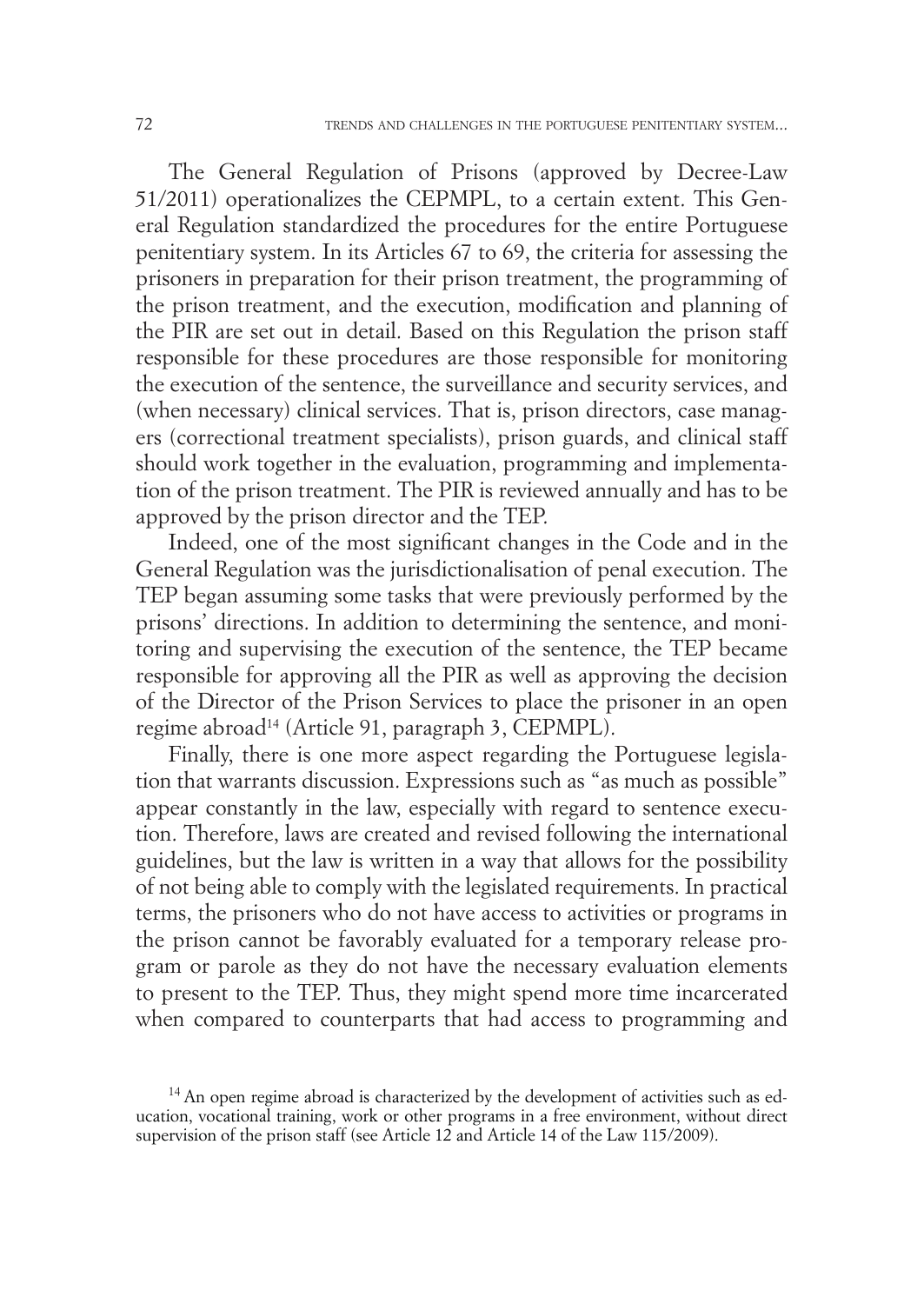The General Regulation of Prisons (approved by Decree-Law 51/2011) operationalizes the CEPMPL, to a certain extent. This General Regulation standardized the procedures for the entire Portuguese penitentiary system. In its Articles 67 to 69, the criteria for assessing the prisoners in preparation for their prison treatment, the programming of the prison treatment, and the execution, modification and planning of the PIR are set out in detail. Based on this Regulation the prison staff responsible for these procedures are those responsible for monitoring the execution of the sentence, the surveillance and security services, and (when necessary) clinical services. That is, prison directors, case managers (correctional treatment specialists), prison guards, and clinical staff should work together in the evaluation, programming and implementation of the prison treatment. The PIR is reviewed annually and has to be approved by the prison director and the TEP.

Indeed, one of the most significant changes in the Code and in the General Regulation was the jurisdictionalisation of penal execution. The TEP began assuming some tasks that were previously performed by the prisons' directions. In addition to determining the sentence, and monitoring and supervising the execution of the sentence, the TEP became responsible for approving all the PIR as well as approving the decision of the Director of the Prison Services to place the prisoner in an open regime abroad[14] (Article 91, paragraph 3, CEPMPL).

Finally, there is one more aspect regarding the Portuguese legislation that warrants discussion. Expressions such as "as much as possible" appear constantly in the law, especially with regard to sentence execution. Therefore, laws are created and revised following the international guidelines, but the law is written in a way that allows for the possibility of not being able to comply with the legislated requirements. In practical terms, the prisoners who do not have access to activities or programs in the prison cannot be favorably evaluated for a temporary release program or parole as they do not have the necessary evaluation elements to present to the TEP. Thus, they might spend more time incarcerated when compared to counterparts that had access to programming and

[14] An open regime abroad is characterized by the development of activities such as education, vocational training, work or other programs in a free environment, without direct supervision of the prison staff (see Article 12 and Article 14 of the Law 115/2009).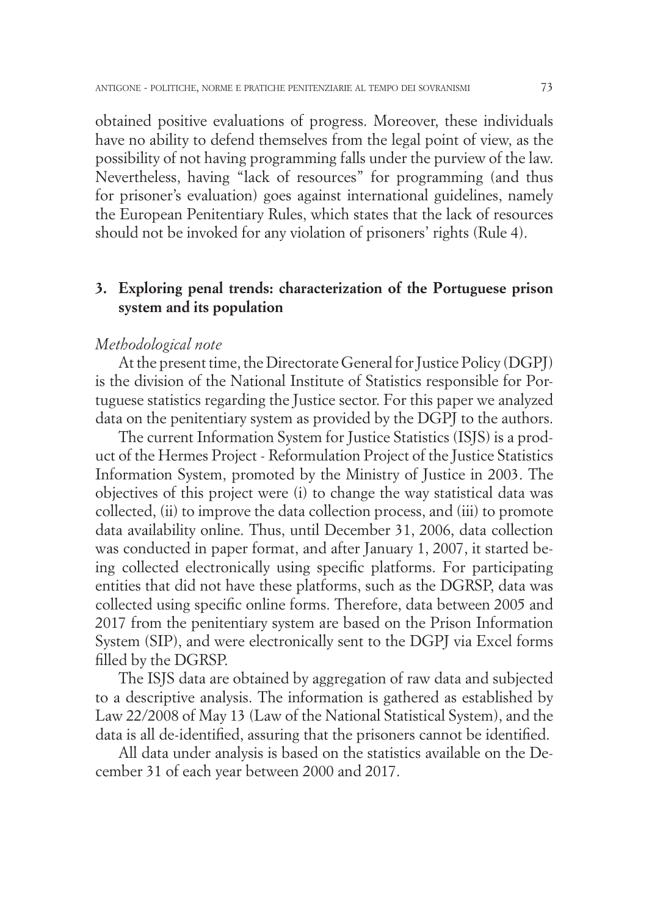obtained positive evaluations of progress. Moreover, these individuals have no ability to defend themselves from the legal point of view, as the possibility of not having programming falls under the purview of the law. Nevertheless, having "lack of resources" for programming (and thus for prisoner's evaluation) goes against international guidelines, namely the European Penitentiary Rules, which states that the lack of resources should not be invoked for any violation of prisoners' rights (Rule 4).

## 3. Exploring penal trends: characterization of the Portuguese prison system and its population

*Methodological note*

At the present time, the Directorate General for Justice Policy (DGPJ) is the division of the National Institute of Statistics responsible for Portuguese statistics regarding the Justice sector. For this paper we analyzed data on the penitentiary system as provided by the DGPJ to the authors.

The current Information System for Justice Statistics (ISJS) is a product of the Hermes Project - Reformulation Project of the Justice Statistics Information System, promoted by the Ministry of Justice in 2003. The objectives of this project were (i) to change the way statistical data was collected, (ii) to improve the data collection process, and (iii) to promote data availability online. Thus, until December 31, 2006, data collection was conducted in paper format, and after January 1, 2007, it started being collected electronically using specific platforms. For participating entities that did not have these platforms, such as the DGRSP, data was collected using specific online forms. Therefore, data between 2005 and 2017 from the penitentiary system are based on the Prison Information System (SIP), and were electronically sent to the DGPJ via Excel forms filled by the DGRSP.

The ISJS data are obtained by aggregation of raw data and subjected to a descriptive analysis. The information is gathered as established by Law 22/2008 of May 13 (Law of the National Statistical System), and the data is all de-identified, assuring that the prisoners cannot be identified.

All data under analysis is based on the statistics available on the December 31 of each year between 2000 and 2017.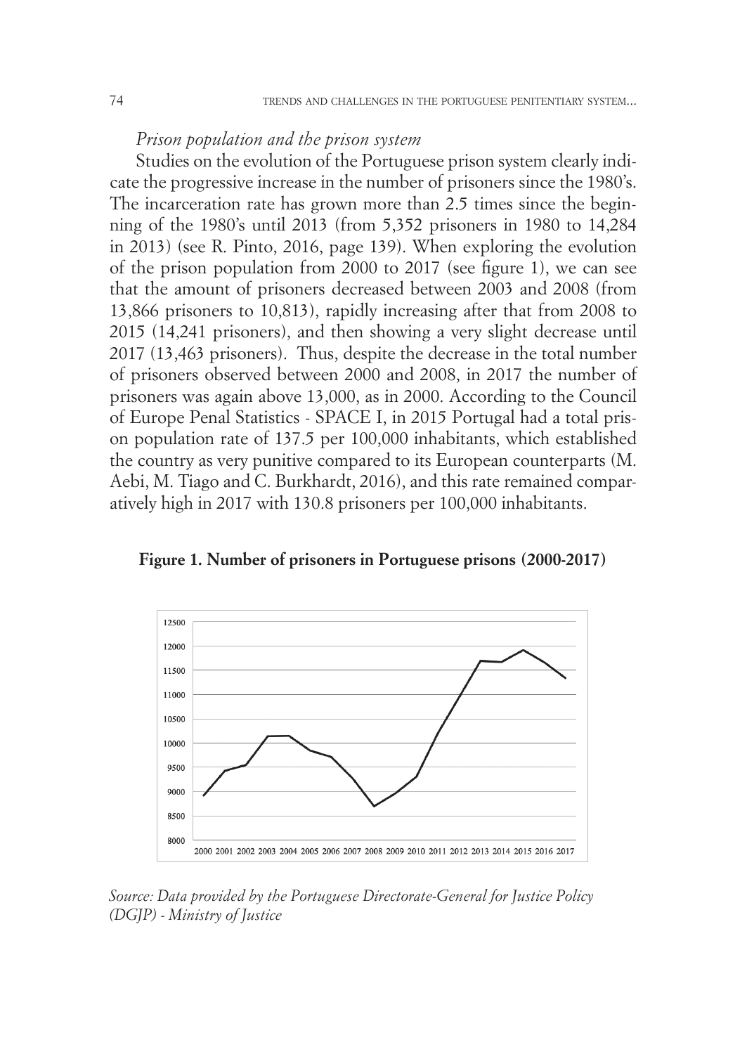*Prison population and the prison system*

Studies on the evolution of the Portuguese prison system clearly indicate the progressive increase in the number of prisoners since the 1980's. The incarceration rate has grown more than 2.5 times since the beginning of the 1980's until 2013 (from 5,352 prisoners in 1980 to 14,284 in 2013) (see R. Pinto, 2016, page 139). When exploring the evolution of the prison population from 2000 to 2017 (see figure 1), we can see that the amount of prisoners decreased between 2003 and 2008 (from 13,866 prisoners to 10,813), rapidly increasing after that from 2008 to 2015 (14,241 prisoners), and then showing a very slight decrease until 2017 (13,463 prisoners). Thus, despite the decrease in the total number of prisoners observed between 2000 and 2008, in 2017 the number of prisoners was again above 13,000, as in 2000. According to the Council of Europe Penal Statistics - SPACE I, in 2015 Portugal had a total prison population rate of 137.5 per 100,000 inhabitants, which established the country as very punitive compared to its European counterparts (M. Aebi, M. Tiago and C. Burkhardt, 2016), and this rate remained comparatively high in 2017 with 130.8 prisoners per 100,000 inhabitants.

**Figure 1. Number of prisoners in Portuguese prisons (2000-2017)**

*Source: Data provided by the Portuguese Directorate-General for Justice Policy (DGJP) - Ministry of Justice*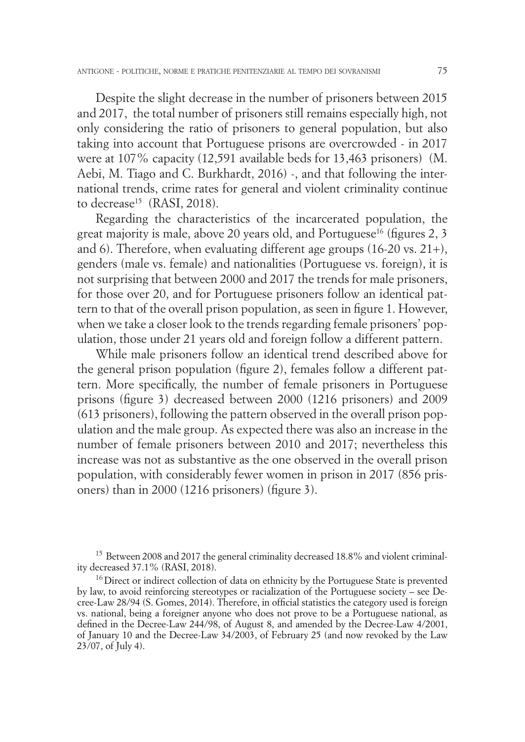Despite the slight decrease in the number of prisoners between 2015 and 2017, the total number of prisoners still remains especially high, not only considering the ratio of prisoners to general population, but also taking into account that Portuguese prisons are overcrowded - in 2017 were at 107% capacity (12,591 available beds for 13,463 prisoners) (M. Aebi, M. Tiago and C. Burkhardt, 2016) -, and that following the international trends, crime rates for general and violent criminality continue to decrease[15] (RASI, 2018).

Regarding the characteristics of the incarcerated population, the great majority is male, above 20 years old, and Portuguese[16] (figures 2, 3 and 6). Therefore, when evaluating different age groups (16-20 vs. 21+), genders (male vs. female) and nationalities (Portuguese vs. foreign), it is not surprising that between 2000 and 2017 the trends for male prisoners, for those over 20, and for Portuguese prisoners follow an identical pattern to that of the overall prison population, as seen in figure 1. However, when we take a closer look to the trends regarding female prisoners' population, those under 21 years old and foreign follow a different pattern.

While male prisoners follow an identical trend described above for the general prison population (figure 2), females follow a different pattern. More specifically, the number of female prisoners in Portuguese prisons (figure 3) decreased between 2000 (1216 prisoners) and 2009 (613 prisoners), following the pattern observed in the overall prison population and the male group. As expected there was also an increase in the number of female prisoners between 2010 and 2017; nevertheless this increase was not as substantive as the one observed in the overall prison population, with considerably fewer women in prison in 2017 (856 prisoners) than in 2000 (1216 prisoners) (figure 3).

[15] Between 2008 and 2017 the general criminality decreased 18.8% and violent criminality decreased 37.1% (RASI, 2018).

[16] Direct or indirect collection of data on ethnicity by the Portuguese State is prevented by law, to avoid reinforcing stereotypes or racialization of the Portuguese society – see Decree-Law 28/94 (S. Gomes, 2014). Therefore, in official statistics the category used is foreign vs. national, being a foreigner anyone who does not prove to be a Portuguese national, as defined in the Decree-Law 244/98, of August 8, and amended by the Decree-Law 4/2001, of January 10 and the Decree-Law 34/2003, of February 25 (and now revoked by the Law 23/07, of July 4).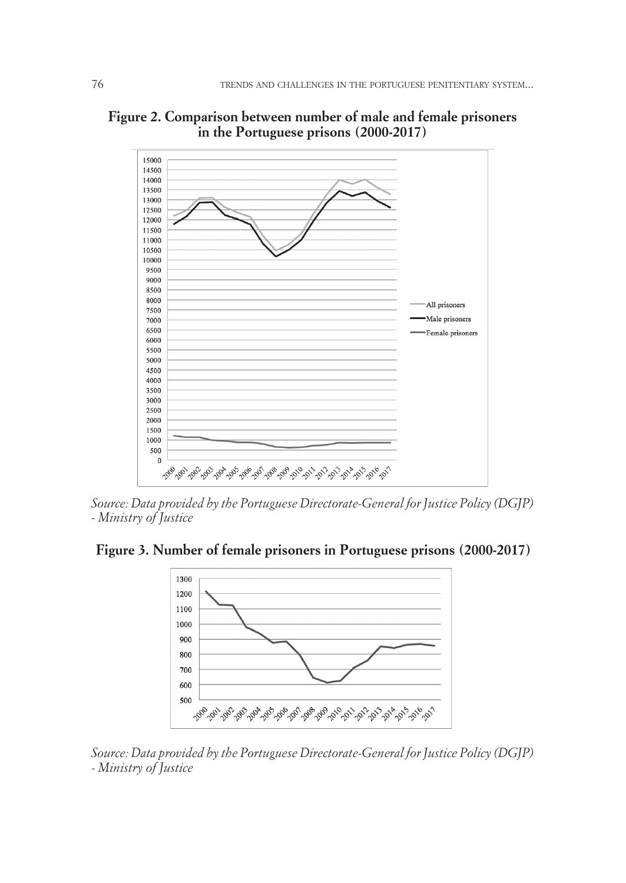**Figure 2. Comparison between number of male and female prisoners in the Portuguese prisons (2000-2017)**

*Source: Data provided by the Portuguese Directorate-General for Justice Policy (DGJP) - Ministry of Justice*

**Figure 3. Number of female prisoners in Portuguese prisons (2000-2017)**

*Source: Data provided by the Portuguese Directorate-General for Justice Policy (DGJP) - Ministry of Justice*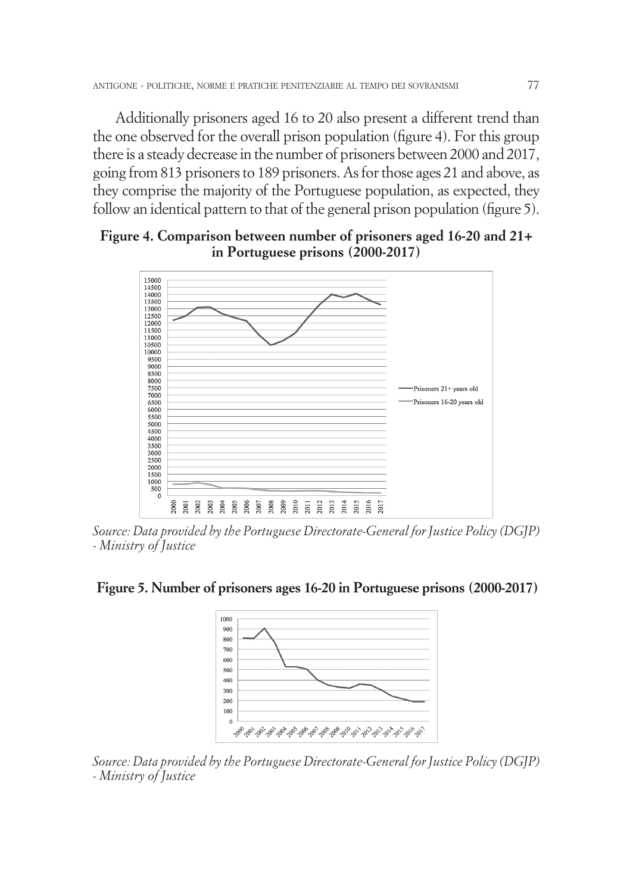Additionally prisoners aged 16 to 20 also present a different trend than the one observed for the overall prison population (figure 4). For this group there is a steady decrease in the number of prisoners between 2000 and 2017, going from 813 prisoners to 189 prisoners. As for those ages 21 and above, as they comprise the majority of the Portuguese population, as expected, they follow an identical pattern to that of the general prison population (figure 5).

**Figure 4. Comparison between number of prisoners aged 16-20 and 21+ in Portuguese prisons (2000-2017)**

*Source: Data provided by the Portuguese Directorate-General for Justice Policy (DGJP) - Ministry of Justice*

**Figure 5. Number of prisoners ages 16-20 in Portuguese prisons (2000-2017)**

*Source: Data provided by the Portuguese Directorate-General for Justice Policy (DGJP) - Ministry of Justice*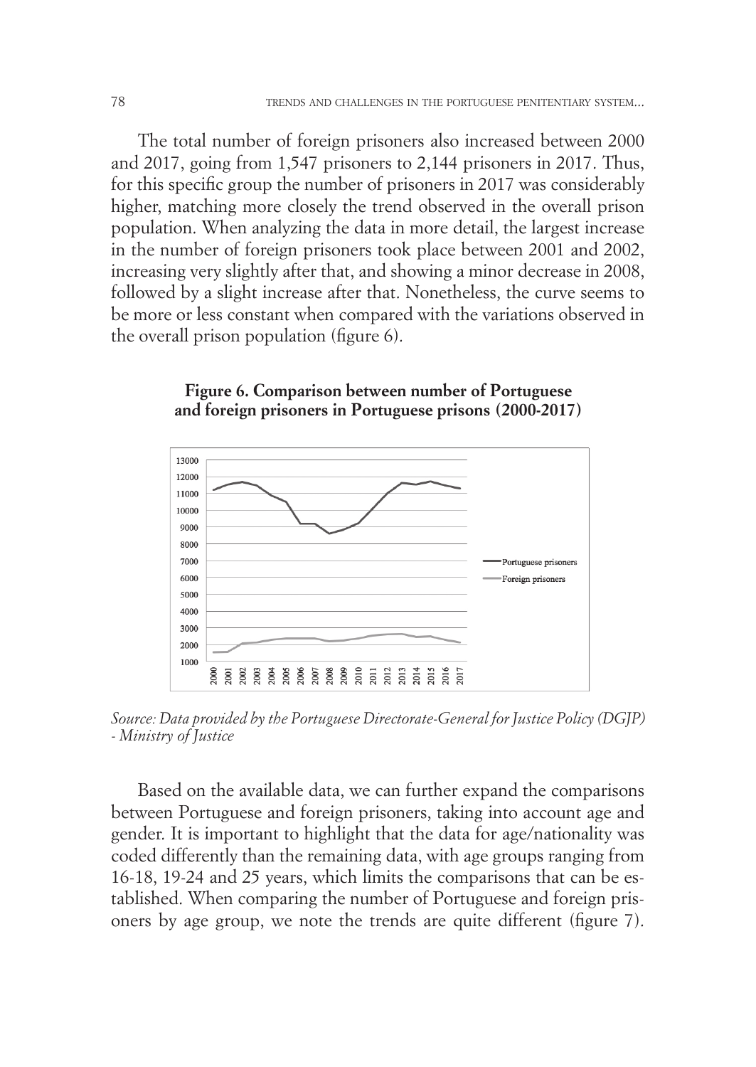The total number of foreign prisoners also increased between 2000 and 2017, going from 1,547 prisoners to 2,144 prisoners in 2017. Thus, for this specific group the number of prisoners in 2017 was considerably higher, matching more closely the trend observed in the overall prison population. When analyzing the data in more detail, the largest increase in the number of foreign prisoners took place between 2001 and 2002, increasing very slightly after that, and showing a minor decrease in 2008, followed by a slight increase after that. Nonetheless, the curve seems to be more or less constant when compared with the variations observed in the overall prison population (figure 6).

**Figure 6. Comparison between number of Portuguese and foreign prisoners in Portuguese prisons (2000-2017)**

*Source: Data provided by the Portuguese Directorate-General for Justice Policy (DGJP) - Ministry of Justice*

Based on the available data, we can further expand the comparisons between Portuguese and foreign prisoners, taking into account age and gender. It is important to highlight that the data for age/nationality was coded differently than the remaining data, with age groups ranging from 16-18, 19-24 and 25 years, which limits the comparisons that can be established. When comparing the number of Portuguese and foreign prisoners by age group, we note the trends are quite different (figure 7).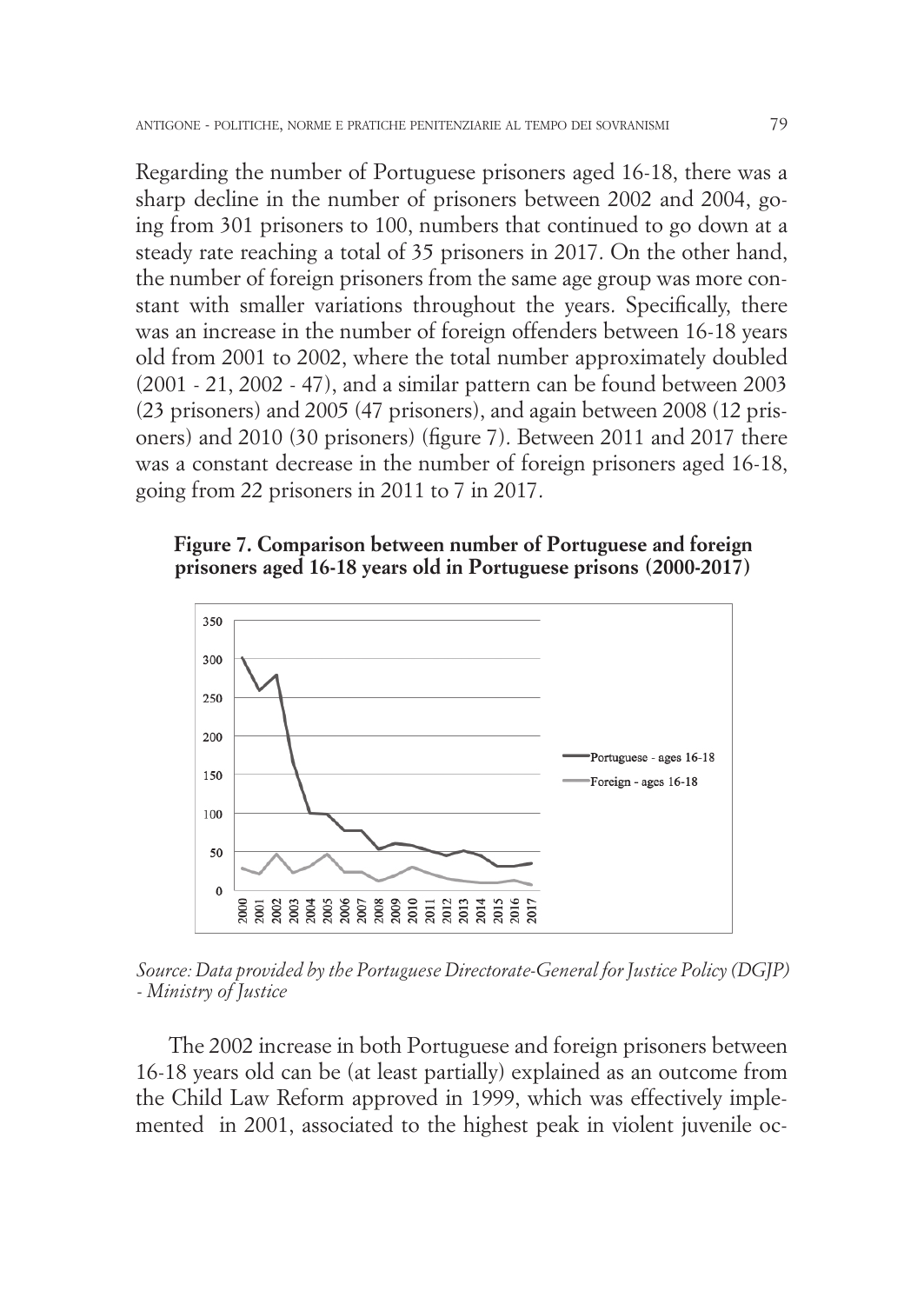Regarding the number of Portuguese prisoners aged 16-18, there was a sharp decline in the number of prisoners between 2002 and 2004, going from 301 prisoners to 100, numbers that continued to go down at a steady rate reaching a total of 35 prisoners in 2017. On the other hand, the number of foreign prisoners from the same age group was more constant with smaller variations throughout the years. Specifically, there was an increase in the number of foreign offenders between 16-18 years old from 2001 to 2002, where the total number approximately doubled (2001 - 21, 2002 - 47), and a similar pattern can be found between 2003 (23 prisoners) and 2005 (47 prisoners), and again between 2008 (12 prisoners) and 2010 (30 prisoners) (figure 7). Between 2011 and 2017 there was a constant decrease in the number of foreign prisoners aged 16-18, going from 22 prisoners in 2011 to 7 in 2017.

**Figure 7. Comparison between number of Portuguese and foreign prisoners aged 16-18 years old in Portuguese prisons (2000-2017)**

*Source: Data provided by the Portuguese Directorate-General for Justice Policy (DGJP) - Ministry of Justice*

The 2002 increase in both Portuguese and foreign prisoners between 16-18 years old can be (at least partially) explained as an outcome from the Child Law Reform approved in 1999, which was effectively implemented in 2001, associated to the highest peak in violent juvenile oc-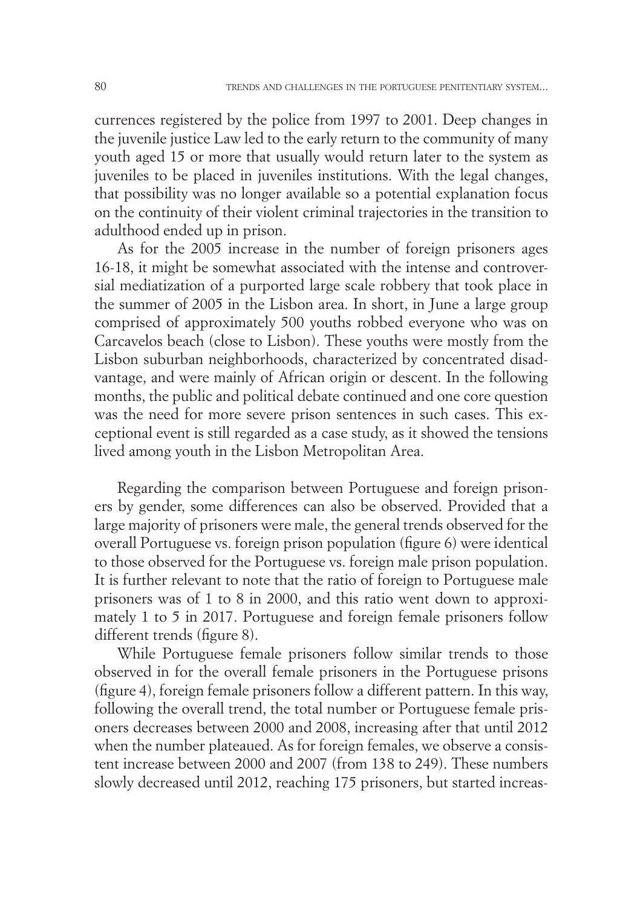currences registered by the police from 1997 to 2001. Deep changes in the juvenile justice Law led to the early return to the community of many youth aged 15 or more that usually would return later to the system as juveniles to be placed in juveniles institutions. With the legal changes, that possibility was no longer available so a potential explanation focus on the continuity of their violent criminal trajectories in the transition to adulthood ended up in prison.

As for the 2005 increase in the number of foreign prisoners ages 16-18, it might be somewhat associated with the intense and controversial mediatization of a purported large scale robbery that took place in the summer of 2005 in the Lisbon area. In short, in June a large group comprised of approximately 500 youths robbed everyone who was on Carcavelos beach (close to Lisbon). These youths were mostly from the Lisbon suburban neighborhoods, characterized by concentrated disadvantage, and were mainly of African origin or descent. In the following months, the public and political debate continued and one core question was the need for more severe prison sentences in such cases. This exceptional event is still regarded as a case study, as it showed the tensions lived among youth in the Lisbon Metropolitan Area.

Regarding the comparison between Portuguese and foreign prisoners by gender, some differences can also be observed. Provided that a large majority of prisoners were male, the general trends observed for the overall Portuguese vs. foreign prison population (figure 6) were identical to those observed for the Portuguese vs. foreign male prison population. It is further relevant to note that the ratio of foreign to Portuguese male prisoners was of 1 to 8 in 2000, and this ratio went down to approximately 1 to 5 in 2017. Portuguese and foreign female prisoners follow different trends (figure 8).

While Portuguese female prisoners follow similar trends to those observed in for the overall female prisoners in the Portuguese prisons (figure 4), foreign female prisoners follow a different pattern. In this way, following the overall trend, the total number or Portuguese female prisoners decreases between 2000 and 2008, increasing after that until 2012 when the number plateaued. As for foreign females, we observe a consistent increase between 2000 and 2007 (from 138 to 249). These numbers slowly decreased until 2012, reaching 175 prisoners, but started increas-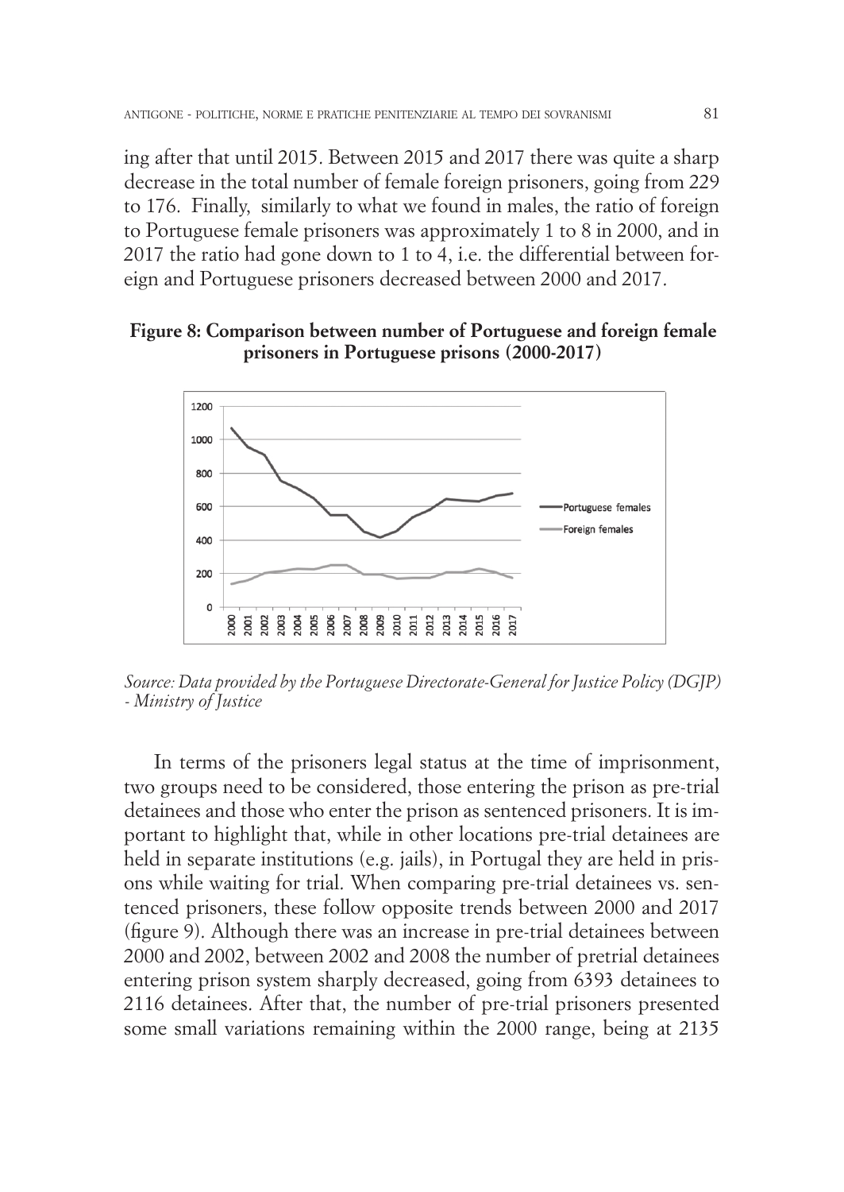ing after that until 2015. Between 2015 and 2017 there was quite a sharp decrease in the total number of female foreign prisoners, going from 229 to 176. Finally, similarly to what we found in males, the ratio of foreign to Portuguese female prisoners was approximately 1 to 8 in 2000, and in 2017 the ratio had gone down to 1 to 4, i.e. the differential between foreign and Portuguese prisoners decreased between 2000 and 2017.

**Figure 8: Comparison between number of Portuguese and foreign female prisoners in Portuguese prisons (2000-2017)**

*Source: Data provided by the Portuguese Directorate-General for Justice Policy (DGJP) - Ministry of Justice*

In terms of the prisoners legal status at the time of imprisonment, two groups need to be considered, those entering the prison as pre-trial detainees and those who enter the prison as sentenced prisoners. It is important to highlight that, while in other locations pre-trial detainees are held in separate institutions (e.g. jails), in Portugal they are held in prisons while waiting for trial. When comparing pre-trial detainees vs. sentenced prisoners, these follow opposite trends between 2000 and 2017 (figure 9). Although there was an increase in pre-trial detainees between 2000 and 2002, between 2002 and 2008 the number of pretrial detainees entering prison system sharply decreased, going from 6393 detainees to 2116 detainees. After that, the number of pre-trial prisoners presented some small variations remaining within the 2000 range, being at 2135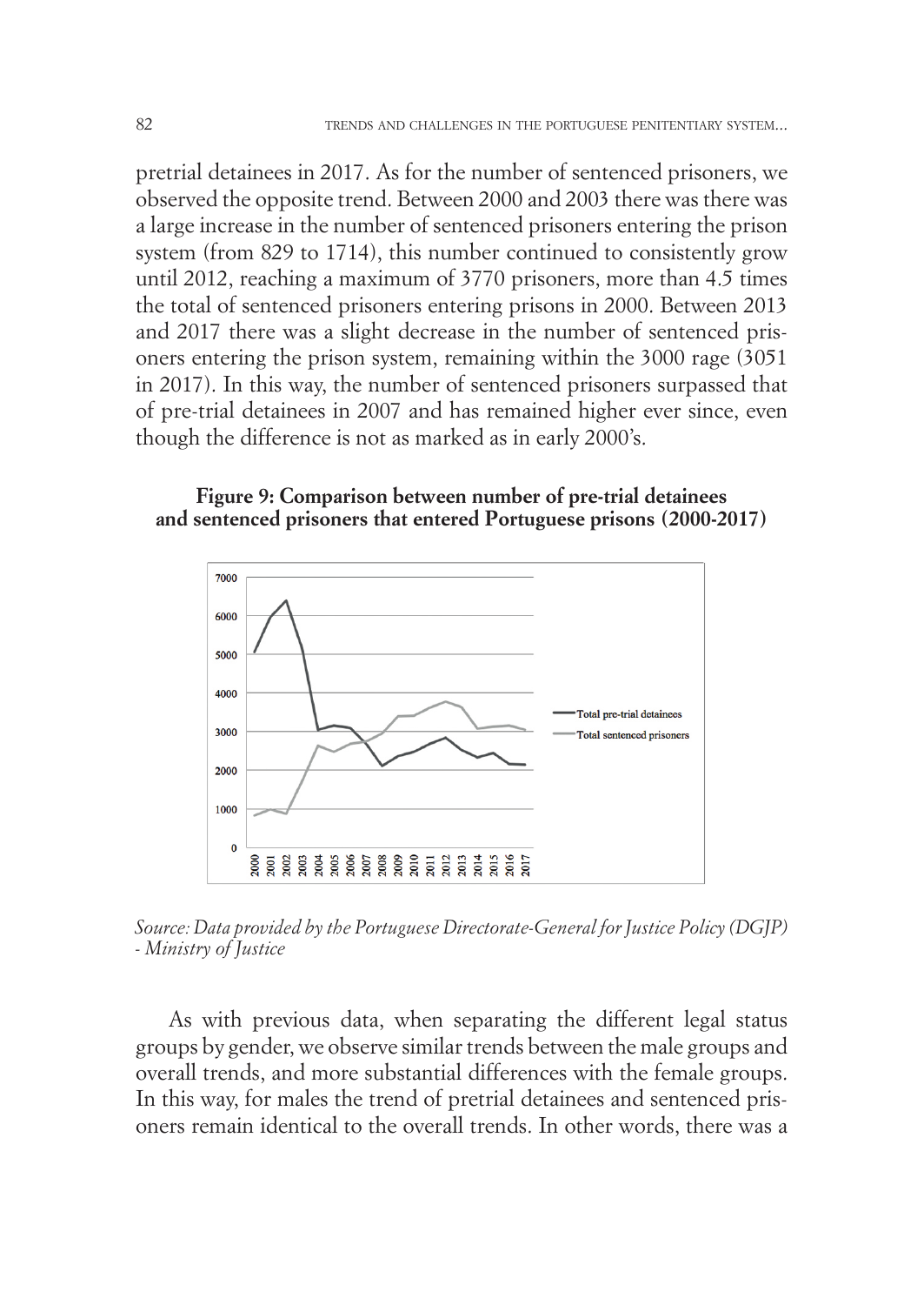pretrial detainees in 2017. As for the number of sentenced prisoners, we observed the opposite trend. Between 2000 and 2003 there was there was a large increase in the number of sentenced prisoners entering the prison system (from 829 to 1714), this number continued to consistently grow until 2012, reaching a maximum of 3770 prisoners, more than 4.5 times the total of sentenced prisoners entering prisons in 2000. Between 2013 and 2017 there was a slight decrease in the number of sentenced prisoners entering the prison system, remaining within the 3000 rage (3051 in 2017). In this way, the number of sentenced prisoners surpassed that of pre-trial detainees in 2007 and has remained higher ever since, even though the difference is not as marked as in early 2000's.

**Figure 9: Comparison between number of pre-trial detainees and sentenced prisoners that entered Portuguese prisons (2000-2017)**

*Source: Data provided by the Portuguese Directorate-General for Justice Policy (DGJP) - Ministry of Justice*

As with previous data, when separating the different legal status groups by gender, we observe similar trends between the male groups and overall trends, and more substantial differences with the female groups. In this way, for males the trend of pretrial detainees and sentenced prisoners remain identical to the overall trends. In other words, there was a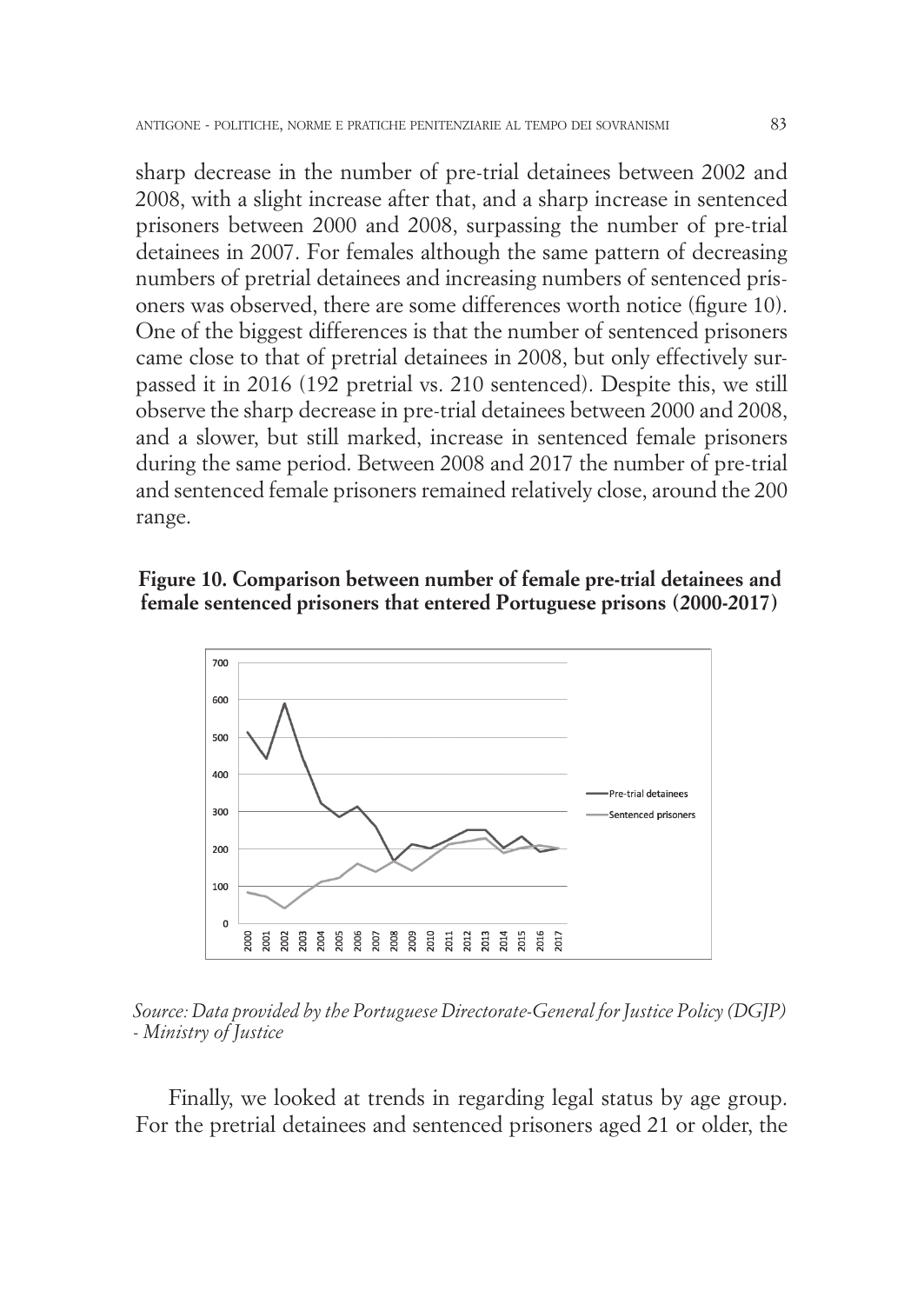sharp decrease in the number of pre-trial detainees between 2002 and 2008, with a slight increase after that, and a sharp increase in sentenced prisoners between 2000 and 2008, surpassing the number of pre-trial detainees in 2007. For females although the same pattern of decreasing numbers of pretrial detainees and increasing numbers of sentenced prisoners was observed, there are some differences worth notice (figure 10). One of the biggest differences is that the number of sentenced prisoners came close to that of pretrial detainees in 2008, but only effectively surpassed it in 2016 (192 pretrial vs. 210 sentenced). Despite this, we still observe the sharp decrease in pre-trial detainees between 2000 and 2008, and a slower, but still marked, increase in sentenced female prisoners during the same period. Between 2008 and 2017 the number of pre-trial and sentenced female prisoners remained relatively close, around the 200 range.

**Figure 10. Comparison between number of female pre-trial detainees and female sentenced prisoners that entered Portuguese prisons (2000-2017)**

*Source: Data provided by the Portuguese Directorate-General for Justice Policy (DGJP) - Ministry of Justice*

Finally, we looked at trends in regarding legal status by age group. For the pretrial detainees and sentenced prisoners aged 21 or older, the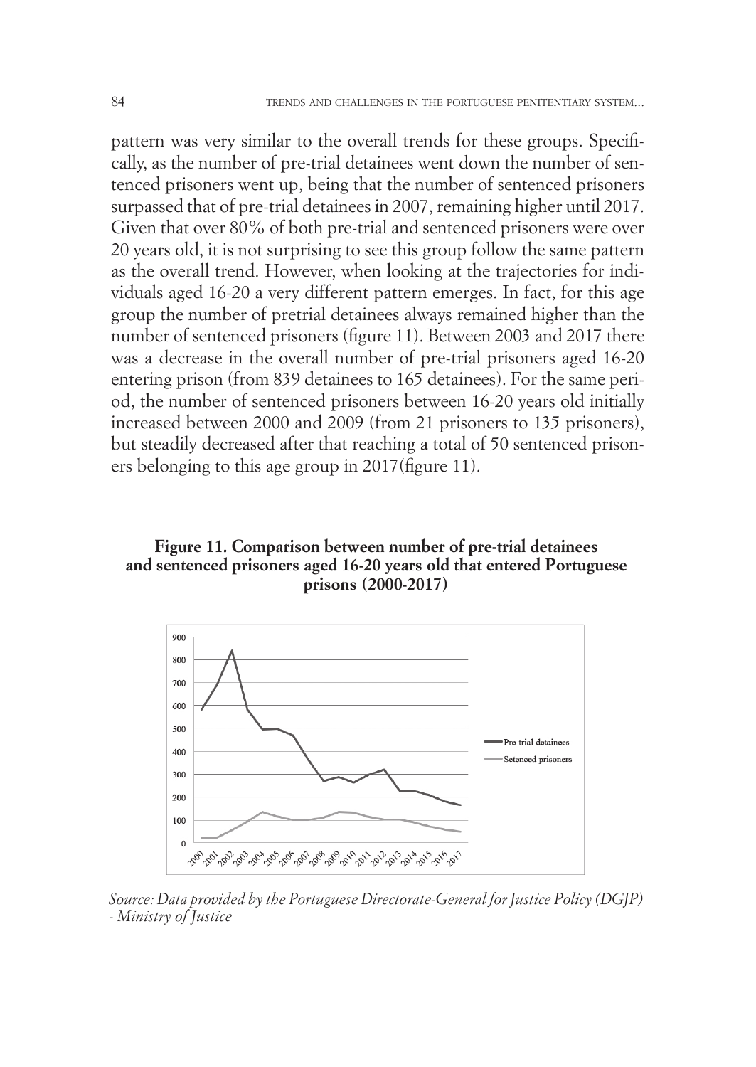pattern was very similar to the overall trends for these groups. Specifically, as the number of pre-trial detainees went down the number of sentenced prisoners went up, being that the number of sentenced prisoners surpassed that of pre-trial detainees in 2007, remaining higher until 2017. Given that over 80% of both pre-trial and sentenced prisoners were over 20 years old, it is not surprising to see this group follow the same pattern as the overall trend. However, when looking at the trajectories for individuals aged 16-20 a very different pattern emerges. In fact, for this age group the number of pretrial detainees always remained higher than the number of sentenced prisoners (figure 11). Between 2003 and 2017 there was a decrease in the overall number of pre-trial prisoners aged 16-20 entering prison (from 839 detainees to 165 detainees). For the same period, the number of sentenced prisoners between 16-20 years old initially increased between 2000 and 2009 (from 21 prisoners to 135 prisoners), but steadily decreased after that reaching a total of 50 sentenced prisoners belonging to this age group in 2017(figure 11).

**Figure 11. Comparison between number of pre-trial detainees and sentenced prisoners aged 16-20 years old that entered Portuguese prisons (2000-2017)**

*Source: Data provided by the Portuguese Directorate-General for Justice Policy (DGJP) - Ministry of Justice*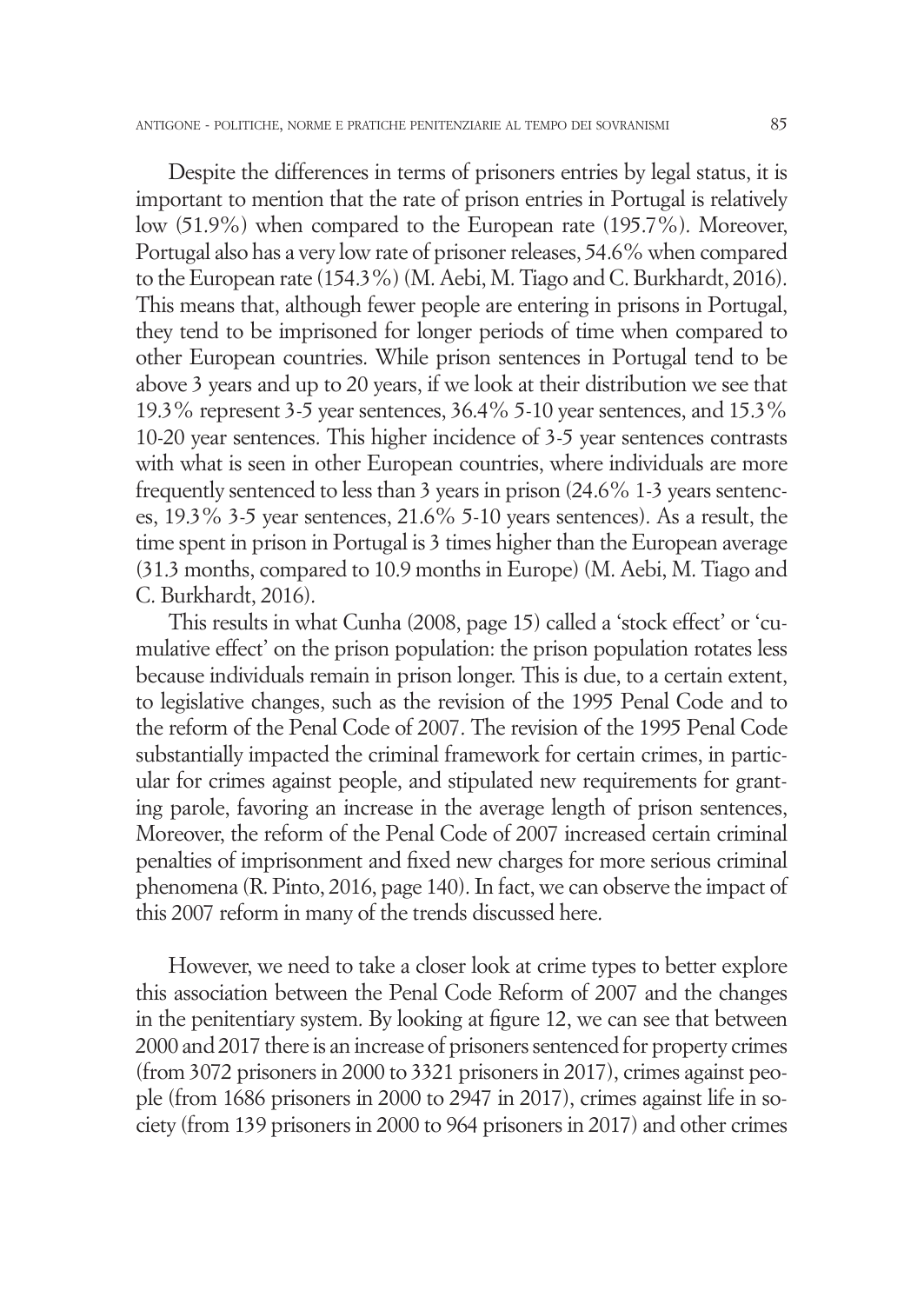Despite the differences in terms of prisoners entries by legal status, it is important to mention that the rate of prison entries in Portugal is relatively low (51.9%) when compared to the European rate (195.7%). Moreover, Portugal also has a very low rate of prisoner releases, 54.6% when compared to the European rate (154.3%) (M. Aebi, M. Tiago and C. Burkhardt, 2016). This means that, although fewer people are entering in prisons in Portugal, they tend to be imprisoned for longer periods of time when compared to other European countries. While prison sentences in Portugal tend to be above 3 years and up to 20 years, if we look at their distribution we see that 19.3% represent 3-5 year sentences, 36.4% 5-10 year sentences, and 15.3% 10-20 year sentences. This higher incidence of 3-5 year sentences contrasts with what is seen in other European countries, where individuals are more frequently sentenced to less than 3 years in prison (24.6% 1-3 years sentences, 19.3% 3-5 year sentences, 21.6% 5-10 years sentences). As a result, the time spent in prison in Portugal is 3 times higher than the European average (31.3 months, compared to 10.9 months in Europe) (M. Aebi, M. Tiago and C. Burkhardt, 2016).

This results in what Cunha (2008, page 15) called a 'stock effect' or 'cumulative effect' on the prison population: the prison population rotates less because individuals remain in prison longer. This is due, to a certain extent, to legislative changes, such as the revision of the 1995 Penal Code and to the reform of the Penal Code of 2007. The revision of the 1995 Penal Code substantially impacted the criminal framework for certain crimes, in particular for crimes against people, and stipulated new requirements for granting parole, favoring an increase in the average length of prison sentences, Moreover, the reform of the Penal Code of 2007 increased certain criminal penalties of imprisonment and fixed new charges for more serious criminal phenomena (R. Pinto, 2016, page 140). In fact, we can observe the impact of this 2007 reform in many of the trends discussed here.

However, we need to take a closer look at crime types to better explore this association between the Penal Code Reform of 2007 and the changes in the penitentiary system. By looking at figure 12, we can see that between 2000 and 2017 there is an increase of prisoners sentenced for property crimes (from 3072 prisoners in 2000 to 3321 prisoners in 2017), crimes against people (from 1686 prisoners in 2000 to 2947 in 2017), crimes against life in society (from 139 prisoners in 2000 to 964 prisoners in 2017) and other crimes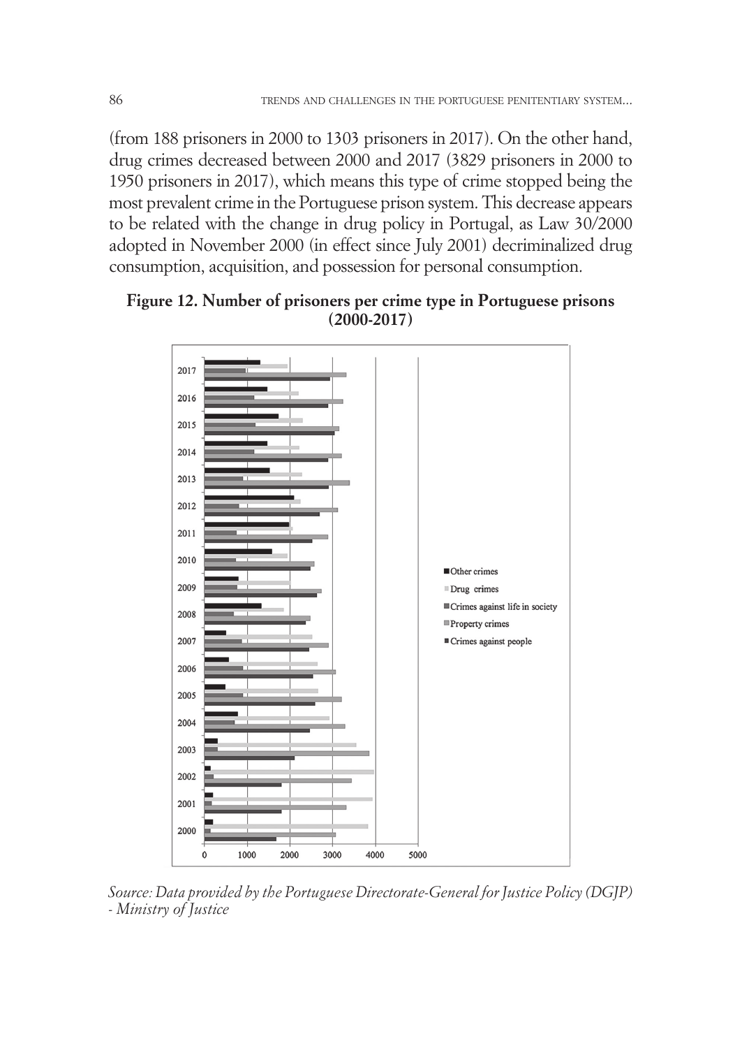(from 188 prisoners in 2000 to 1303 prisoners in 2017). On the other hand, drug crimes decreased between 2000 and 2017 (3829 prisoners in 2000 to 1950 prisoners in 2017), which means this type of crime stopped being the most prevalent crime in the Portuguese prison system. This decrease appears to be related with the change in drug policy in Portugal, as Law 30/2000 adopted in November 2000 (in effect since July 2001) decriminalized drug consumption, acquisition, and possession for personal consumption.

**Figure 12. Number of prisoners per crime type in Portuguese prisons (2000-2017)**

*Source: Data provided by the Portuguese Directorate-General for Justice Policy (DGJP) - Ministry of Justice*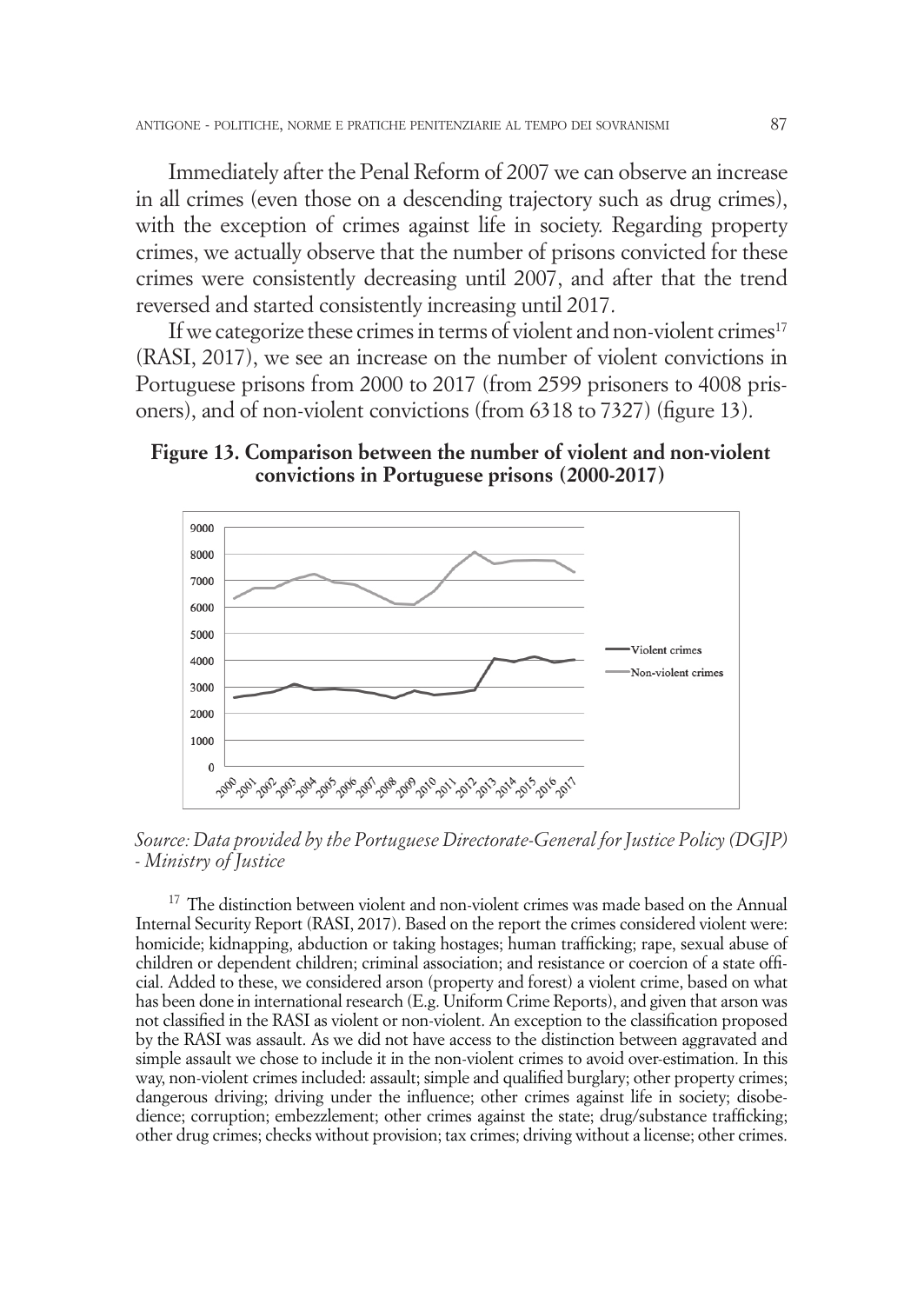Immediately after the Penal Reform of 2007 we can observe an increase in all crimes (even those on a descending trajectory such as drug crimes), with the exception of crimes against life in society. Regarding property crimes, we actually observe that the number of prisons convicted for these crimes were consistently decreasing until 2007, and after that the trend reversed and started consistently increasing until 2017.

If we categorize these crimes in terms of violent and non-violent crimes[17] (RASI, 2017), we see an increase on the number of violent convictions in Portuguese prisons from 2000 to 2017 (from 2599 prisoners to 4008 prisoners), and of non-violent convictions (from 6318 to 7327) (figure 13).

**Figure 13. Comparison between the number of violent and non-violent convictions in Portuguese prisons (2000-2017)**

*Source: Data provided by the Portuguese Directorate-General for Justice Policy (DGJP) - Ministry of Justice*

[17] The distinction between violent and non-violent crimes was made based on the Annual Internal Security Report (RASI, 2017). Based on the report the crimes considered violent were: homicide; kidnapping, abduction or taking hostages; human trafficking; rape, sexual abuse of children or dependent children; criminal association; and resistance or coercion of a state official. Added to these, we considered arson (property and forest) a violent crime, based on what has been done in international research (E.g. Uniform Crime Reports), and given that arson was not classified in the RASI as violent or non-violent. An exception to the classification proposed by the RASI was assault. As we did not have access to the distinction between aggravated and simple assault we chose to include it in the non-violent crimes to avoid over-estimation. In this way, non-violent crimes included: assault; simple and qualified burglary; other property crimes; dangerous driving; driving under the influence; other crimes against life in society; disobedience; corruption; embezzlement; other crimes against the state; drug/substance trafficking; other drug crimes; checks without provision; tax crimes; driving without a license; other crimes.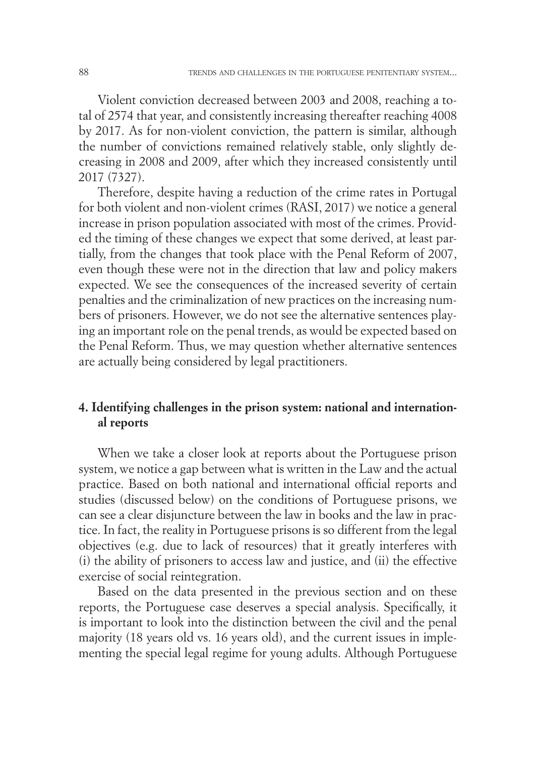Violent conviction decreased between 2003 and 2008, reaching a total of 2574 that year, and consistently increasing thereafter reaching 4008 by 2017. As for non-violent conviction, the pattern is similar, although the number of convictions remained relatively stable, only slightly decreasing in 2008 and 2009, after which they increased consistently until 2017 (7327).

Therefore, despite having a reduction of the crime rates in Portugal for both violent and non-violent crimes (RASI, 2017) we notice a general increase in prison population associated with most of the crimes. Provided the timing of these changes we expect that some derived, at least partially, from the changes that took place with the Penal Reform of 2007, even though these were not in the direction that law and policy makers expected. We see the consequences of the increased severity of certain penalties and the criminalization of new practices on the increasing numbers of prisoners. However, we do not see the alternative sentences playing an important role on the penal trends, as would be expected based on the Penal Reform. Thus, we may question whether alternative sentences are actually being considered by legal practitioners.

## 4. Identifying challenges in the prison system: national and international reports

When we take a closer look at reports about the Portuguese prison system, we notice a gap between what is written in the Law and the actual practice. Based on both national and international official reports and studies (discussed below) on the conditions of Portuguese prisons, we can see a clear disjuncture between the law in books and the law in practice. In fact, the reality in Portuguese prisons is so different from the legal objectives (e.g. due to lack of resources) that it greatly interferes with (i) the ability of prisoners to access law and justice, and (ii) the effective exercise of social reintegration.

Based on the data presented in the previous section and on these reports, the Portuguese case deserves a special analysis. Specifically, it is important to look into the distinction between the civil and the penal majority (18 years old vs. 16 years old), and the current issues in implementing the special legal regime for young adults. Although Portuguese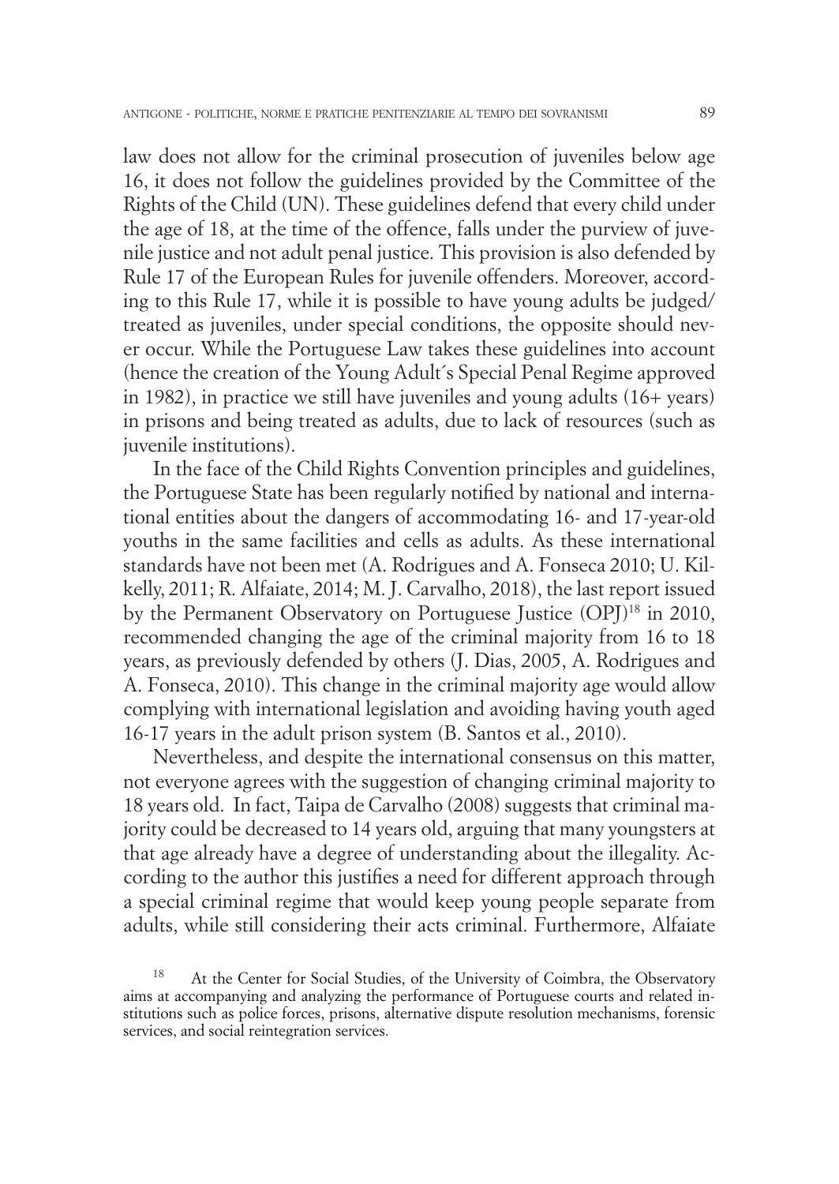law does not allow for the criminal prosecution of juveniles below age 16, it does not follow the guidelines provided by the Committee of the Rights of the Child (UN). These guidelines defend that every child under the age of 18, at the time of the offence, falls under the purview of juvenile justice and not adult penal justice. This provision is also defended by Rule 17 of the European Rules for juvenile offenders. Moreover, according to this Rule 17, while it is possible to have young adults be judged/ treated as juveniles, under special conditions, the opposite should never occur. While the Portuguese Law takes these guidelines into account (hence the creation of the Young Adult´s Special Penal Regime approved in 1982), in practice we still have juveniles and young adults (16+ years) in prisons and being treated as adults, due to lack of resources (such as juvenile institutions).

In the face of the Child Rights Convention principles and guidelines, the Portuguese State has been regularly notified by national and international entities about the dangers of accommodating 16- and 17-year-old youths in the same facilities and cells as adults. As these international standards have not been met (A. Rodrigues and A. Fonseca 2010; U. Kilkelly, 2011; R. Alfaiate, 2014; M. J. Carvalho, 2018), the last report issued by the Permanent Observatory on Portuguese Justice (OPJ)[18] in 2010, recommended changing the age of the criminal majority from 16 to 18 years, as previously defended by others (J. Dias, 2005, A. Rodrigues and A. Fonseca, 2010). This change in the criminal majority age would allow complying with international legislation and avoiding having youth aged 16-17 years in the adult prison system (B. Santos et al., 2010).

Nevertheless, and despite the international consensus on this matter, not everyone agrees with the suggestion of changing criminal majority to 18 years old. In fact, Taipa de Carvalho (2008) suggests that criminal majority could be decreased to 14 years old, arguing that many youngsters at that age already have a degree of understanding about the illegality. According to the author this justifies a need for different approach through a special criminal regime that would keep young people separate from adults, while still considering their acts criminal. Furthermore, Alfaiate

[18] At the Center for Social Studies, of the University of Coimbra, the Observatory aims at accompanying and analyzing the performance of Portuguese courts and related institutions such as police forces, prisons, alternative dispute resolution mechanisms, forensic services, and social reintegration services.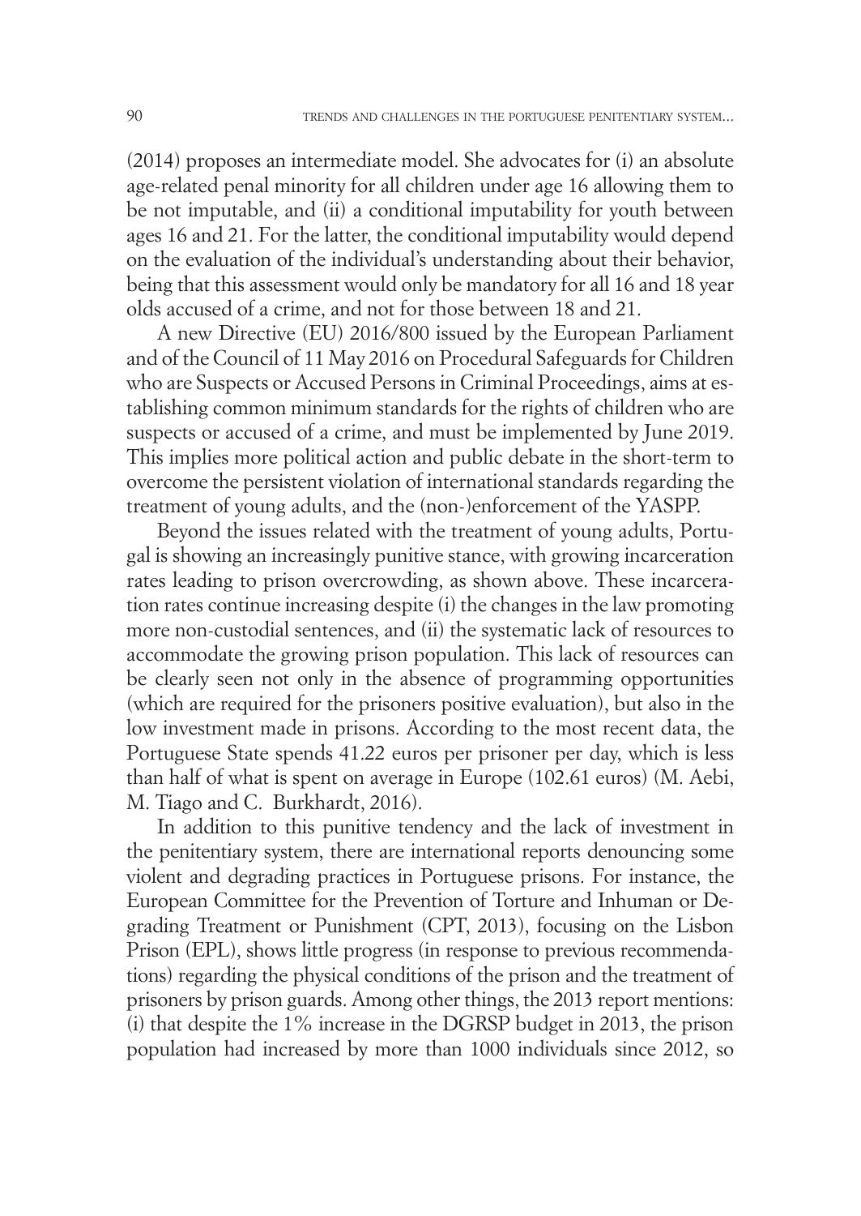(2014) proposes an intermediate model. She advocates for (i) an absolute age-related penal minority for all children under age 16 allowing them to be not imputable, and (ii) a conditional imputability for youth between ages 16 and 21. For the latter, the conditional imputability would depend on the evaluation of the individual's understanding about their behavior, being that this assessment would only be mandatory for all 16 and 18 year olds accused of a crime, and not for those between 18 and 21.

A new Directive (EU) 2016/800 issued by the European Parliament and of the Council of 11 May 2016 on Procedural Safeguards for Children who are Suspects or Accused Persons in Criminal Proceedings, aims at establishing common minimum standards for the rights of children who are suspects or accused of a crime, and must be implemented by June 2019. This implies more political action and public debate in the short-term to overcome the persistent violation of international standards regarding the treatment of young adults, and the (non-)enforcement of the YASPP.

Beyond the issues related with the treatment of young adults, Portugal is showing an increasingly punitive stance, with growing incarceration rates leading to prison overcrowding, as shown above. These incarceration rates continue increasing despite (i) the changes in the law promoting more non-custodial sentences, and (ii) the systematic lack of resources to accommodate the growing prison population. This lack of resources can be clearly seen not only in the absence of programming opportunities (which are required for the prisoners positive evaluation), but also in the low investment made in prisons. According to the most recent data, the Portuguese State spends 41.22 euros per prisoner per day, which is less than half of what is spent on average in Europe (102.61 euros) (M. Aebi, M. Tiago and C. Burkhardt, 2016).

In addition to this punitive tendency and the lack of investment in the penitentiary system, there are international reports denouncing some violent and degrading practices in Portuguese prisons. For instance, the European Committee for the Prevention of Torture and Inhuman or Degrading Treatment or Punishment (CPT, 2013), focusing on the Lisbon Prison (EPL), shows little progress (in response to previous recommendations) regarding the physical conditions of the prison and the treatment of prisoners by prison guards. Among other things, the 2013 report mentions: (i) that despite the 1% increase in the DGRSP budget in 2013, the prison population had increased by more than 1000 individuals since 2012, so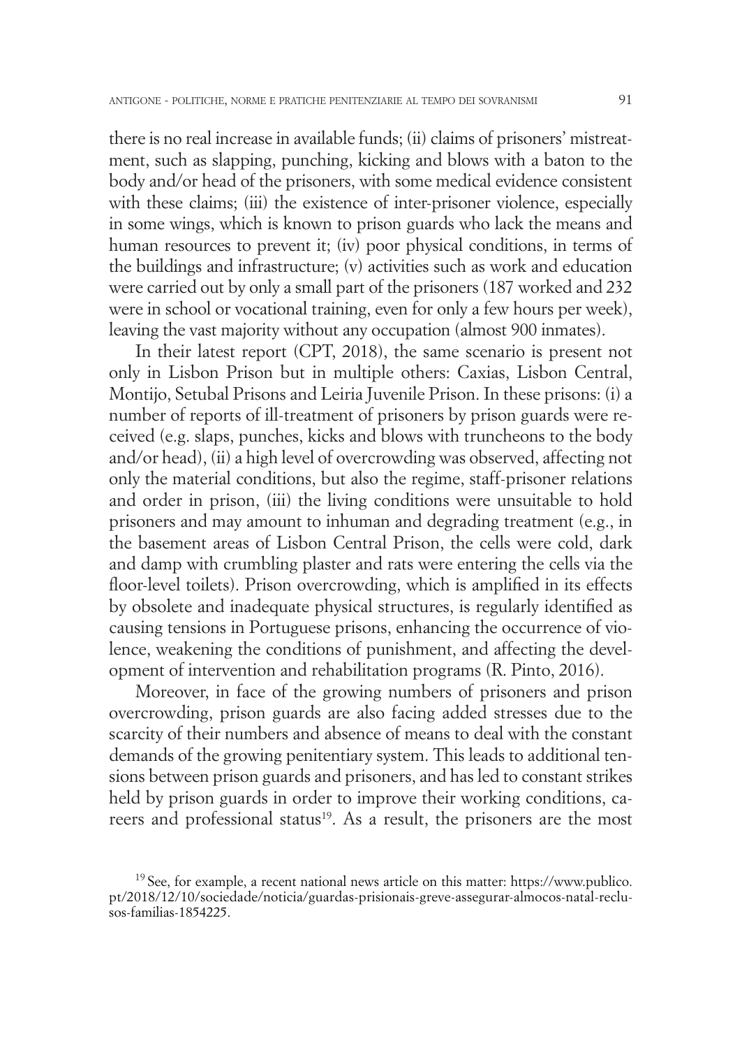there is no real increase in available funds; (ii) claims of prisoners' mistreatment, such as slapping, punching, kicking and blows with a baton to the body and/or head of the prisoners, with some medical evidence consistent with these claims; (iii) the existence of inter-prisoner violence, especially in some wings, which is known to prison guards who lack the means and human resources to prevent it; (iv) poor physical conditions, in terms of the buildings and infrastructure; (v) activities such as work and education were carried out by only a small part of the prisoners (187 worked and 232 were in school or vocational training, even for only a few hours per week), leaving the vast majority without any occupation (almost 900 inmates).

In their latest report (CPT, 2018), the same scenario is present not only in Lisbon Prison but in multiple others: Caxias, Lisbon Central, Montijo, Setubal Prisons and Leiria Juvenile Prison. In these prisons: (i) a number of reports of ill-treatment of prisoners by prison guards were received (e.g. slaps, punches, kicks and blows with truncheons to the body and/or head), (ii) a high level of overcrowding was observed, affecting not only the material conditions, but also the regime, staff-prisoner relations and order in prison, (iii) the living conditions were unsuitable to hold prisoners and may amount to inhuman and degrading treatment (e.g., in the basement areas of Lisbon Central Prison, the cells were cold, dark and damp with crumbling plaster and rats were entering the cells via the floor-level toilets). Prison overcrowding, which is amplified in its effects by obsolete and inadequate physical structures, is regularly identified as causing tensions in Portuguese prisons, enhancing the occurrence of violence, weakening the conditions of punishment, and affecting the development of intervention and rehabilitation programs (R. Pinto, 2016).

Moreover, in face of the growing numbers of prisoners and prison overcrowding, prison guards are also facing added stresses due to the scarcity of their numbers and absence of means to deal with the constant demands of the growing penitentiary system. This leads to additional tensions between prison guards and prisoners, and has led to constant strikes held by prison guards in order to improve their working conditions, careers and professional status[19]. As a result, the prisoners are the most

[19] See, for example, a recent national news article on this matter: https://www.publico.pt/2018/12/10/sociedade/noticia/guardas-prisionais-greve-assegurar-almocos-natal-reclusos-familias-1854225.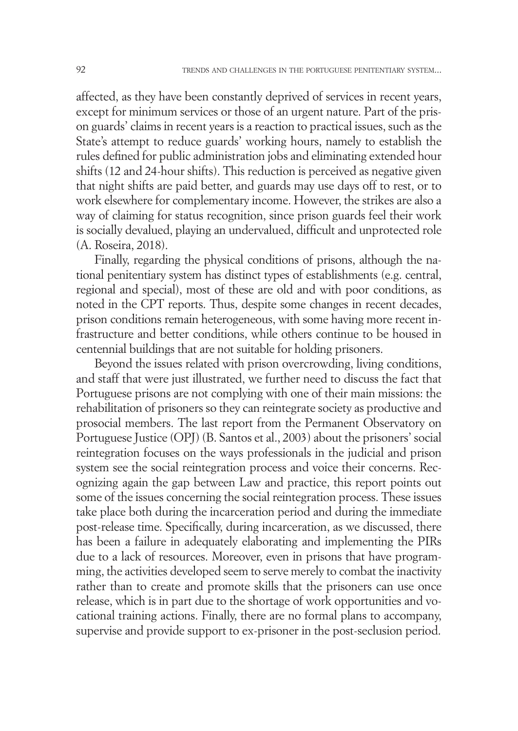affected, as they have been constantly deprived of services in recent years, except for minimum services or those of an urgent nature. Part of the prison guards' claims in recent years is a reaction to practical issues, such as the State's attempt to reduce guards' working hours, namely to establish the rules defined for public administration jobs and eliminating extended hour shifts (12 and 24-hour shifts). This reduction is perceived as negative given that night shifts are paid better, and guards may use days off to rest, or to work elsewhere for complementary income. However, the strikes are also a way of claiming for status recognition, since prison guards feel their work is socially devalued, playing an undervalued, difficult and unprotected role (A. Roseira, 2018).

Finally, regarding the physical conditions of prisons, although the national penitentiary system has distinct types of establishments (e.g. central, regional and special), most of these are old and with poor conditions, as noted in the CPT reports. Thus, despite some changes in recent decades, prison conditions remain heterogeneous, with some having more recent infrastructure and better conditions, while others continue to be housed in centennial buildings that are not suitable for holding prisoners.

Beyond the issues related with prison overcrowding, living conditions, and staff that were just illustrated, we further need to discuss the fact that Portuguese prisons are not complying with one of their main missions: the rehabilitation of prisoners so they can reintegrate society as productive and prosocial members. The last report from the Permanent Observatory on Portuguese Justice (OPJ) (B. Santos et al., 2003) about the prisoners' social reintegration focuses on the ways professionals in the judicial and prison system see the social reintegration process and voice their concerns. Recognizing again the gap between Law and practice, this report points out some of the issues concerning the social reintegration process. These issues take place both during the incarceration period and during the immediate post-release time. Specifically, during incarceration, as we discussed, there has been a failure in adequately elaborating and implementing the PIRs due to a lack of resources. Moreover, even in prisons that have programming, the activities developed seem to serve merely to combat the inactivity rather than to create and promote skills that the prisoners can use once release, which is in part due to the shortage of work opportunities and vocational training actions. Finally, there are no formal plans to accompany, supervise and provide support to ex-prisoner in the post-seclusion period.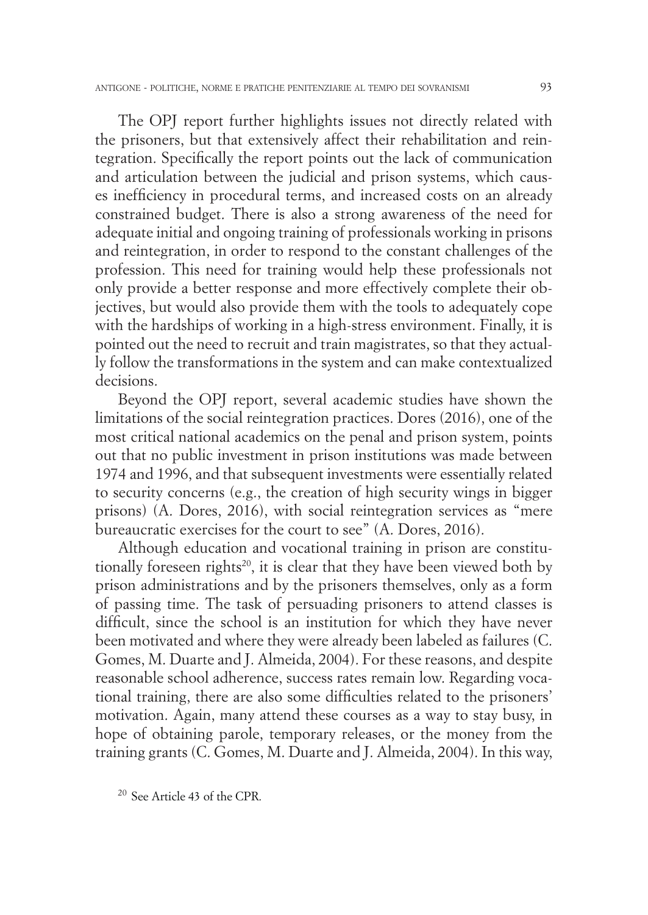The OPJ report further highlights issues not directly related with the prisoners, but that extensively affect their rehabilitation and reintegration. Specifically the report points out the lack of communication and articulation between the judicial and prison systems, which causes inefficiency in procedural terms, and increased costs on an already constrained budget. There is also a strong awareness of the need for adequate initial and ongoing training of professionals working in prisons and reintegration, in order to respond to the constant challenges of the profession. This need for training would help these professionals not only provide a better response and more effectively complete their objectives, but would also provide them with the tools to adequately cope with the hardships of working in a high-stress environment. Finally, it is pointed out the need to recruit and train magistrates, so that they actually follow the transformations in the system and can make contextualized decisions.

Beyond the OPJ report, several academic studies have shown the limitations of the social reintegration practices. Dores (2016), one of the most critical national academics on the penal and prison system, points out that no public investment in prison institutions was made between 1974 and 1996, and that subsequent investments were essentially related to security concerns (e.g., the creation of high security wings in bigger prisons) (A. Dores, 2016), with social reintegration services as "mere bureaucratic exercises for the court to see" (A. Dores, 2016).

Although education and vocational training in prison are constitutionally foreseen rights[20], it is clear that they have been viewed both by prison administrations and by the prisoners themselves, only as a form of passing time. The task of persuading prisoners to attend classes is difficult, since the school is an institution for which they have never been motivated and where they were already been labeled as failures (C. Gomes, M. Duarte and J. Almeida, 2004). For these reasons, and despite reasonable school adherence, success rates remain low. Regarding vocational training, there are also some difficulties related to the prisoners' motivation. Again, many attend these courses as a way to stay busy, in hope of obtaining parole, temporary releases, or the money from the training grants (C. Gomes, M. Duarte and J. Almeida, 2004). In this way,

[20] See Article 43 of the CPR.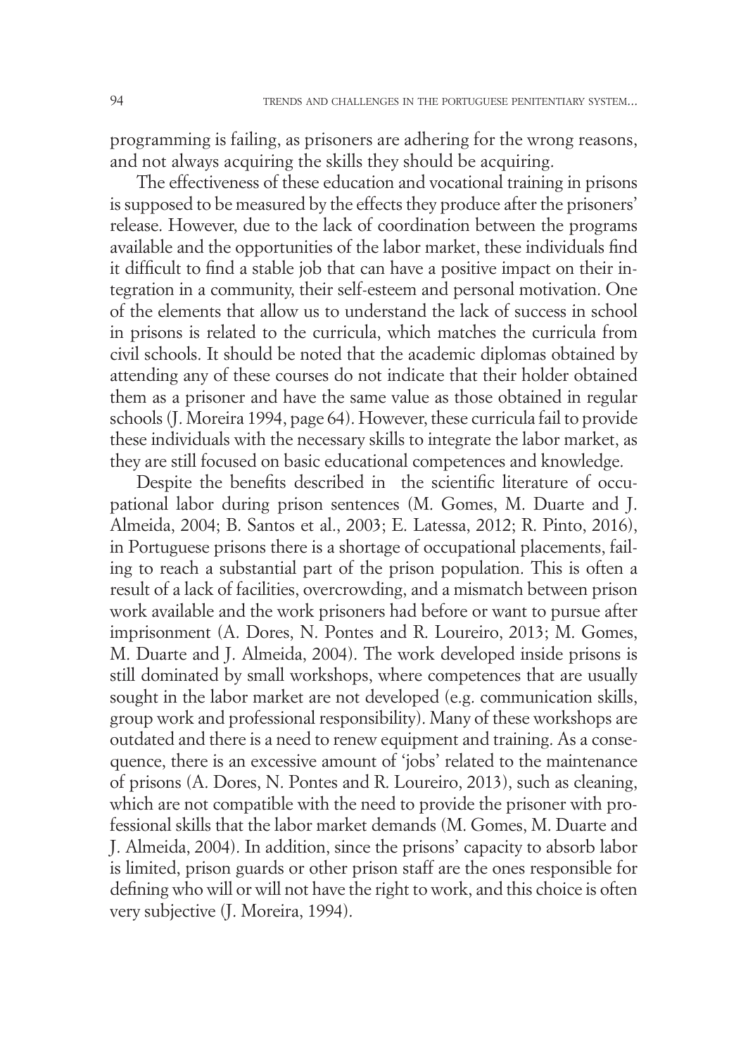programming is failing, as prisoners are adhering for the wrong reasons, and not always acquiring the skills they should be acquiring.

The effectiveness of these education and vocational training in prisons is supposed to be measured by the effects they produce after the prisoners' release. However, due to the lack of coordination between the programs available and the opportunities of the labor market, these individuals find it difficult to find a stable job that can have a positive impact on their integration in a community, their self-esteem and personal motivation. One of the elements that allow us to understand the lack of success in school in prisons is related to the curricula, which matches the curricula from civil schools. It should be noted that the academic diplomas obtained by attending any of these courses do not indicate that their holder obtained them as a prisoner and have the same value as those obtained in regular schools (J. Moreira 1994, page 64). However, these curricula fail to provide these individuals with the necessary skills to integrate the labor market, as they are still focused on basic educational competences and knowledge.

Despite the benefits described in the scientific literature of occupational labor during prison sentences (M. Gomes, M. Duarte and J. Almeida, 2004; B. Santos et al., 2003; E. Latessa, 2012; R. Pinto, 2016), in Portuguese prisons there is a shortage of occupational placements, failing to reach a substantial part of the prison population. This is often a result of a lack of facilities, overcrowding, and a mismatch between prison work available and the work prisoners had before or want to pursue after imprisonment (A. Dores, N. Pontes and R. Loureiro, 2013; M. Gomes, M. Duarte and J. Almeida, 2004). The work developed inside prisons is still dominated by small workshops, where competences that are usually sought in the labor market are not developed (e.g. communication skills, group work and professional responsibility). Many of these workshops are outdated and there is a need to renew equipment and training. As a consequence, there is an excessive amount of 'jobs' related to the maintenance of prisons (A. Dores, N. Pontes and R. Loureiro, 2013), such as cleaning, which are not compatible with the need to provide the prisoner with professional skills that the labor market demands (M. Gomes, M. Duarte and J. Almeida, 2004). In addition, since the prisons' capacity to absorb labor is limited, prison guards or other prison staff are the ones responsible for defining who will or will not have the right to work, and this choice is often very subjective (J. Moreira, 1994).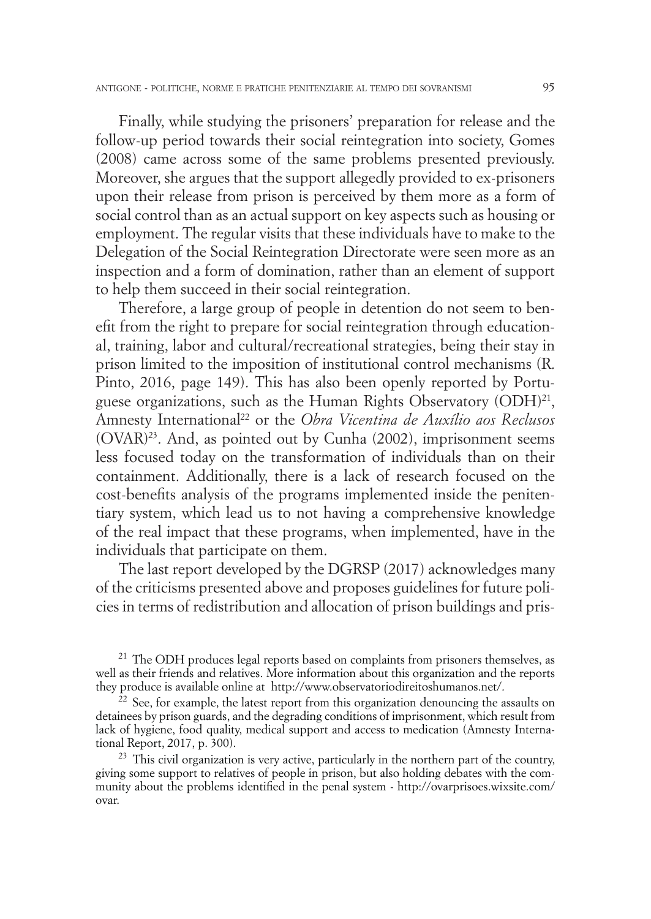Finally, while studying the prisoners' preparation for release and the follow-up period towards their social reintegration into society, Gomes (2008) came across some of the same problems presented previously. Moreover, she argues that the support allegedly provided to ex-prisoners upon their release from prison is perceived by them more as a form of social control than as an actual support on key aspects such as housing or employment. The regular visits that these individuals have to make to the Delegation of the Social Reintegration Directorate were seen more as an inspection and a form of domination, rather than an element of support to help them succeed in their social reintegration.

Therefore, a large group of people in detention do not seem to benefit from the right to prepare for social reintegration through educational, training, labor and cultural/recreational strategies, being their stay in prison limited to the imposition of institutional control mechanisms (R. Pinto, 2016, page 149). This has also been openly reported by Portuguese organizations, such as the Human Rights Observatory (ODH)[21], Amnesty International[22] or the *Obra Vicentina de Auxílio aos Reclusos* (OVAR)[23]. And, as pointed out by Cunha (2002), imprisonment seems less focused today on the transformation of individuals than on their containment. Additionally, there is a lack of research focused on the cost-benefits analysis of the programs implemented inside the penitentiary system, which lead us to not having a comprehensive knowledge of the real impact that these programs, when implemented, have in the individuals that participate on them.

The last report developed by the DGRSP (2017) acknowledges many of the criticisms presented above and proposes guidelines for future policies in terms of redistribution and allocation of prison buildings and pris-

[21] The ODH produces legal reports based on complaints from prisoners themselves, as well as their friends and relatives. More information about this organization and the reports they produce is available online at http://www.observatoriodireitoshumanos.net/.

[22] See, for example, the latest report from this organization denouncing the assaults on detainees by prison guards, and the degrading conditions of imprisonment, which result from lack of hygiene, food quality, medical support and access to medication (Amnesty International Report, 2017, p. 300).

[23] This civil organization is very active, particularly in the northern part of the country, giving some support to relatives of people in prison, but also holding debates with the community about the problems identified in the penal system - http://ovarprisoes.wixsite.com/ovar.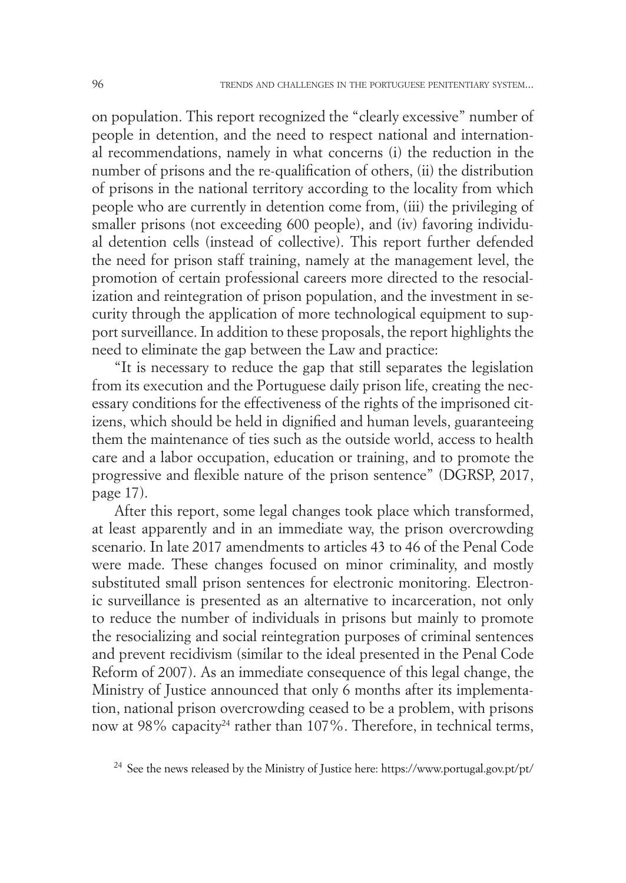on population. This report recognized the "clearly excessive" number of people in detention, and the need to respect national and international recommendations, namely in what concerns (i) the reduction in the number of prisons and the re-qualification of others, (ii) the distribution of prisons in the national territory according to the locality from which people who are currently in detention come from, (iii) the privileging of smaller prisons (not exceeding 600 people), and (iv) favoring individual detention cells (instead of collective). This report further defended the need for prison staff training, namely at the management level, the promotion of certain professional careers more directed to the resocialization and reintegration of prison population, and the investment in security through the application of more technological equipment to support surveillance. In addition to these proposals, the report highlights the need to eliminate the gap between the Law and practice:

"It is necessary to reduce the gap that still separates the legislation from its execution and the Portuguese daily prison life, creating the necessary conditions for the effectiveness of the rights of the imprisoned citizens, which should be held in dignified and human levels, guaranteeing them the maintenance of ties such as the outside world, access to health care and a labor occupation, education or training, and to promote the progressive and flexible nature of the prison sentence" (DGRSP, 2017, page 17).

After this report, some legal changes took place which transformed, at least apparently and in an immediate way, the prison overcrowding scenario. In late 2017 amendments to articles 43 to 46 of the Penal Code were made. These changes focused on minor criminality, and mostly substituted small prison sentences for electronic monitoring. Electronic surveillance is presented as an alternative to incarceration, not only to reduce the number of individuals in prisons but mainly to promote the resocializing and social reintegration purposes of criminal sentences and prevent recidivism (similar to the ideal presented in the Penal Code Reform of 2007). As an immediate consequence of this legal change, the Ministry of Justice announced that only 6 months after its implementation, national prison overcrowding ceased to be a problem, with prisons now at 98% capacity[24] rather than 107%. Therefore, in technical terms,

[24] See the news released by the Ministry of Justice here: https://www.portugal.gov.pt/pt/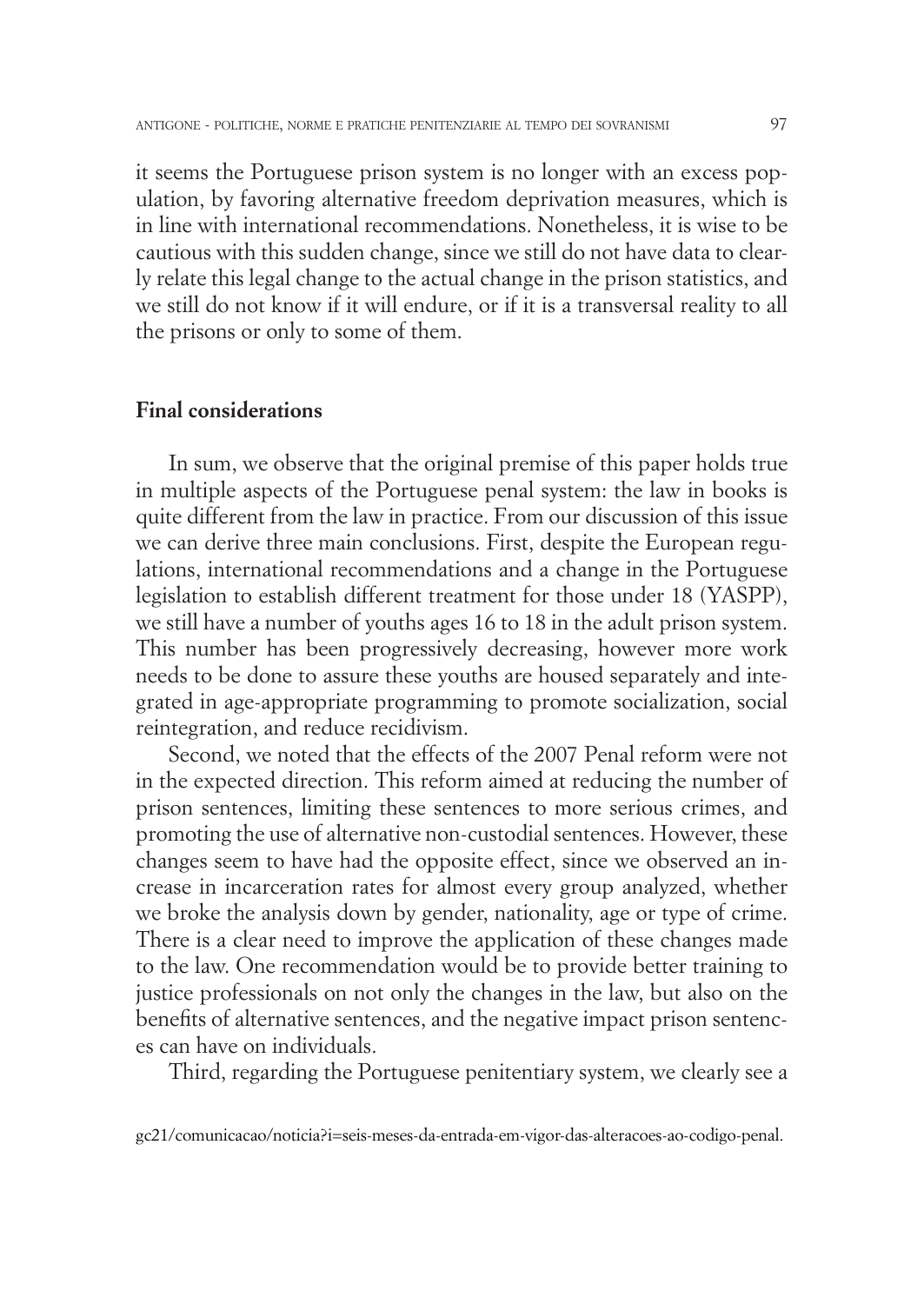it seems the Portuguese prison system is no longer with an excess population, by favoring alternative freedom deprivation measures, which is in line with international recommendations. Nonetheless, it is wise to be cautious with this sudden change, since we still do not have data to clearly relate this legal change to the actual change in the prison statistics, and we still do not know if it will endure, or if it is a transversal reality to all the prisons or only to some of them.

## Final considerations

In sum, we observe that the original premise of this paper holds true in multiple aspects of the Portuguese penal system: the law in books is quite different from the law in practice. From our discussion of this issue we can derive three main conclusions. First, despite the European regulations, international recommendations and a change in the Portuguese legislation to establish different treatment for those under 18 (YASPP), we still have a number of youths ages 16 to 18 in the adult prison system. This number has been progressively decreasing, however more work needs to be done to assure these youths are housed separately and integrated in age-appropriate programming to promote socialization, social reintegration, and reduce recidivism.

Second, we noted that the effects of the 2007 Penal reform were not in the expected direction. This reform aimed at reducing the number of prison sentences, limiting these sentences to more serious crimes, and promoting the use of alternative non-custodial sentences. However, these changes seem to have had the opposite effect, since we observed an increase in incarceration rates for almost every group analyzed, whether we broke the analysis down by gender, nationality, age or type of crime. There is a clear need to improve the application of these changes made to the law. One recommendation would be to provide better training to justice professionals on not only the changes in the law, but also on the benefits of alternative sentences, and the negative impact prison sentences can have on individuals.

Third, regarding the Portuguese penitentiary system, we clearly see a

gc21/comunicacao/noticia?i=seis-meses-da-entrada-em-vigor-das-alteracoes-ao-codigo-penal.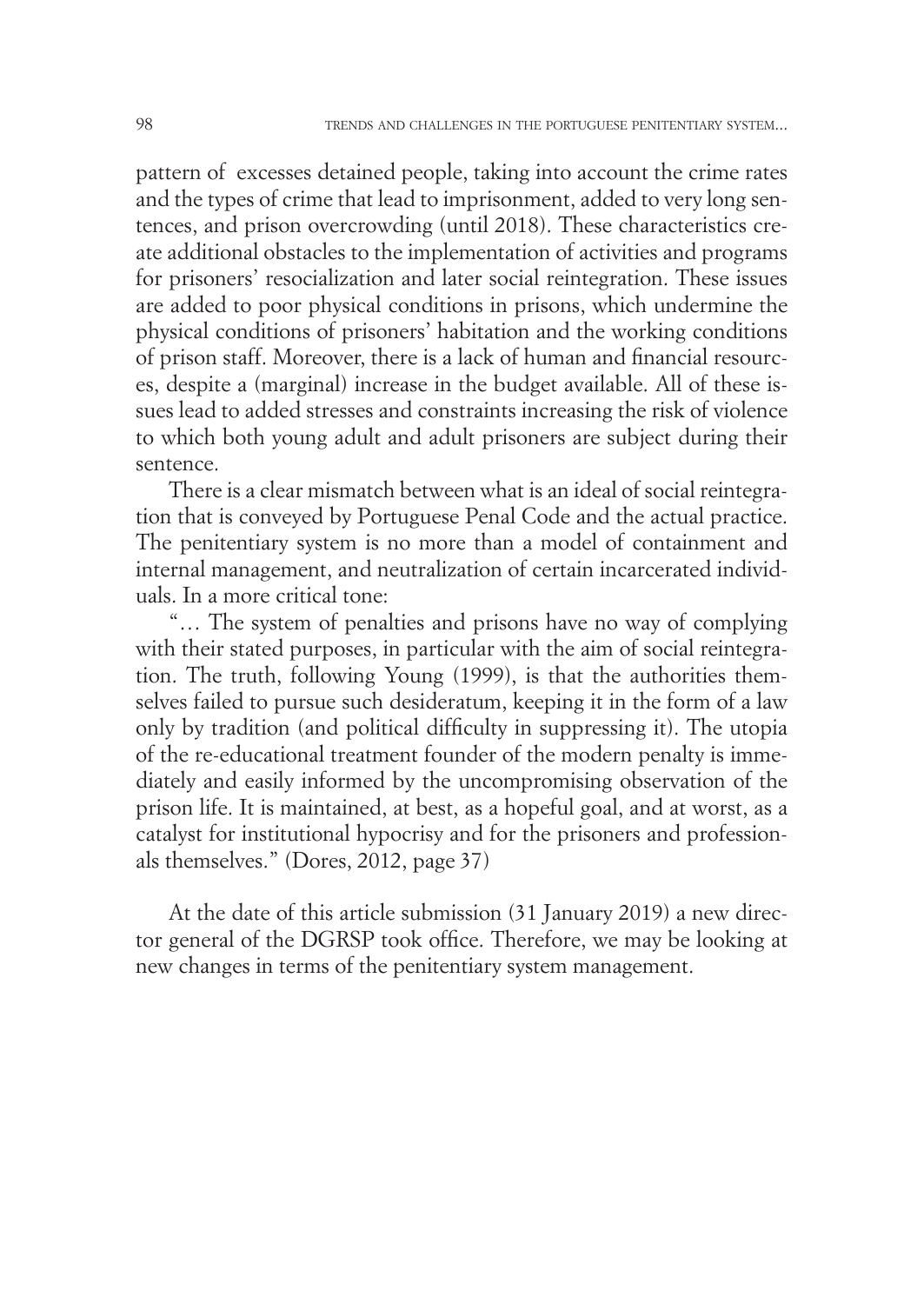pattern of excesses detained people, taking into account the crime rates and the types of crime that lead to imprisonment, added to very long sentences, and prison overcrowding (until 2018). These characteristics create additional obstacles to the implementation of activities and programs for prisoners' resocialization and later social reintegration. These issues are added to poor physical conditions in prisons, which undermine the physical conditions of prisoners' habitation and the working conditions of prison staff. Moreover, there is a lack of human and financial resources, despite a (marginal) increase in the budget available. All of these issues lead to added stresses and constraints increasing the risk of violence to which both young adult and adult prisoners are subject during their sentence.

There is a clear mismatch between what is an ideal of social reintegration that is conveyed by Portuguese Penal Code and the actual practice. The penitentiary system is no more than a model of containment and internal management, and neutralization of certain incarcerated individuals. In a more critical tone:

"… The system of penalties and prisons have no way of complying with their stated purposes, in particular with the aim of social reintegration. The truth, following Young (1999), is that the authorities themselves failed to pursue such desideratum, keeping it in the form of a law only by tradition (and political difficulty in suppressing it). The utopia of the re-educational treatment founder of the modern penalty is immediately and easily informed by the uncompromising observation of the prison life. It is maintained, at best, as a hopeful goal, and at worst, as a catalyst for institutional hypocrisy and for the prisoners and professionals themselves." (Dores, 2012, page 37)

At the date of this article submission (31 January 2019) a new director general of the DGRSP took office. Therefore, we may be looking at new changes in terms of the penitentiary system management.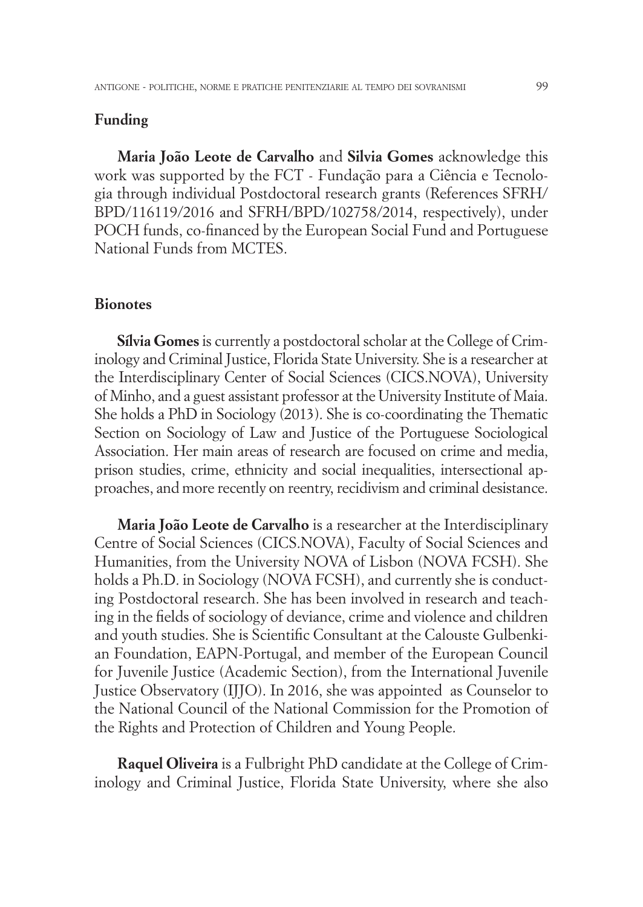## Funding

**Maria João Leote de Carvalho** and **Silvia Gomes** acknowledge this work was supported by the FCT - Fundação para a Ciência e Tecnologia through individual Postdoctoral research grants (References SFRH/BPD/116119/2016 and SFRH/BPD/102758/2014, respectively), under POCH funds, co-financed by the European Social Fund and Portuguese National Funds from MCTES.

## Bionotes

**Sílvia Gomes** is currently a postdoctoral scholar at the College of Criminology and Criminal Justice, Florida State University. She is a researcher at the Interdisciplinary Center of Social Sciences (CICS.NOVA), University of Minho, and a guest assistant professor at the University Institute of Maia. She holds a PhD in Sociology (2013). She is co-coordinating the Thematic Section on Sociology of Law and Justice of the Portuguese Sociological Association. Her main areas of research are focused on crime and media, prison studies, crime, ethnicity and social inequalities, intersectional approaches, and more recently on reentry, recidivism and criminal desistance.

**Maria João Leote de Carvalho** is a researcher at the Interdisciplinary Centre of Social Sciences (CICS.NOVA), Faculty of Social Sciences and Humanities, from the University NOVA of Lisbon (NOVA FCSH). She holds a Ph.D. in Sociology (NOVA FCSH), and currently she is conducting Postdoctoral research. She has been involved in research and teaching in the fields of sociology of deviance, crime and violence and children and youth studies. She is Scientific Consultant at the Calouste Gulbenkian Foundation, EAPN-Portugal, and member of the European Council for Juvenile Justice (Academic Section), from the International Juvenile Justice Observatory (IJJO). In 2016, she was appointed as Counselor to the National Council of the National Commission for the Promotion of the Rights and Protection of Children and Young People.

**Raquel Oliveira** is a Fulbright PhD candidate at the College of Criminology and Criminal Justice, Florida State University, where she also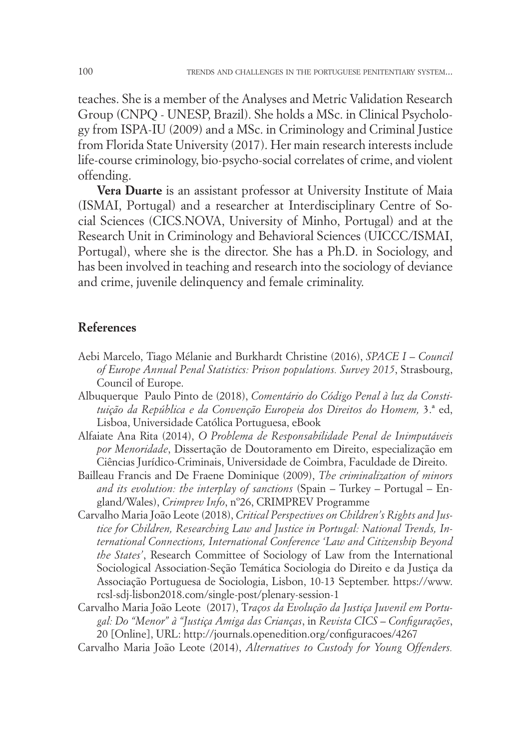teaches. She is a member of the Analyses and Metric Validation Research Group (CNPQ - UNESP, Brazil). She holds a MSc. in Clinical Psychology from ISPA-IU (2009) and a MSc. in Criminology and Criminal Justice from Florida State University (2017). Her main research interests include life-course criminology, bio-psycho-social correlates of crime, and violent offending.

**Vera Duarte** is an assistant professor at University Institute of Maia (ISMAI, Portugal) and a researcher at Interdisciplinary Centre of Social Sciences (CICS.NOVA, University of Minho, Portugal) and at the Research Unit in Criminology and Behavioral Sciences (UICCC/ISMAI, Portugal), where she is the director. She has a Ph.D. in Sociology, and has been involved in teaching and research into the sociology of deviance and crime, juvenile delinquency and female criminality.

## References

Aebi Marcelo, Tiago Mélanie and Burkhardt Christine (2016), *SPACE I – Council of Europe Annual Penal Statistics: Prison populations. Survey 2015*, Strasbourg, Council of Europe.

Albuquerque Paulo Pinto de (2018), *Comentário do Código Penal à luz da Constituição da República e da Convenção Europeia dos Direitos do Homem,* 3.ª ed, Lisboa, Universidade Católica Portuguesa, eBook

Alfaiate Ana Rita (2014), *O Problema de Responsabilidade Penal de Inimputáveis por Menoridade*, Dissertação de Doutoramento em Direito, especialização em Ciências Jurídico-Criminais, Universidade de Coimbra, Faculdade de Direito.

Bailleau Francis and De Fraene Dominique (2009), *The criminalization of minors and its evolution: the interplay of sanctions* (Spain – Turkey – Portugal – England/Wales), *Crimprev Info*, nº26, CRIMPREV Programme

Carvalho Maria João Leote (2018), *Critical Perspectives on Children's Rights and Justice for Children, Researching Law and Justice in Portugal: National Trends, International Connections, International Conference 'Law and Citizenship Beyond the States'*, Research Committee of Sociology of Law from the International Sociological Association-Seção Temática Sociologia do Direito e da Justiça da Associação Portuguesa de Sociologia, Lisbon, 10-13 September. https://www.rcsl-sdj-lisbon2018.com/single-post/plenary-session-1

Carvalho Maria João Leote (2017), T*raços da Evolução da Justiça Juvenil em Portugal: Do "Menor" à "Justiça Amiga das Crianças*, in *Revista CICS – Configurações*, 20 [Online], URL: http://journals.openedition.org/configuracoes/4267

Carvalho Maria João Leote (2014), *Alternatives to Custody for Young Offenders.*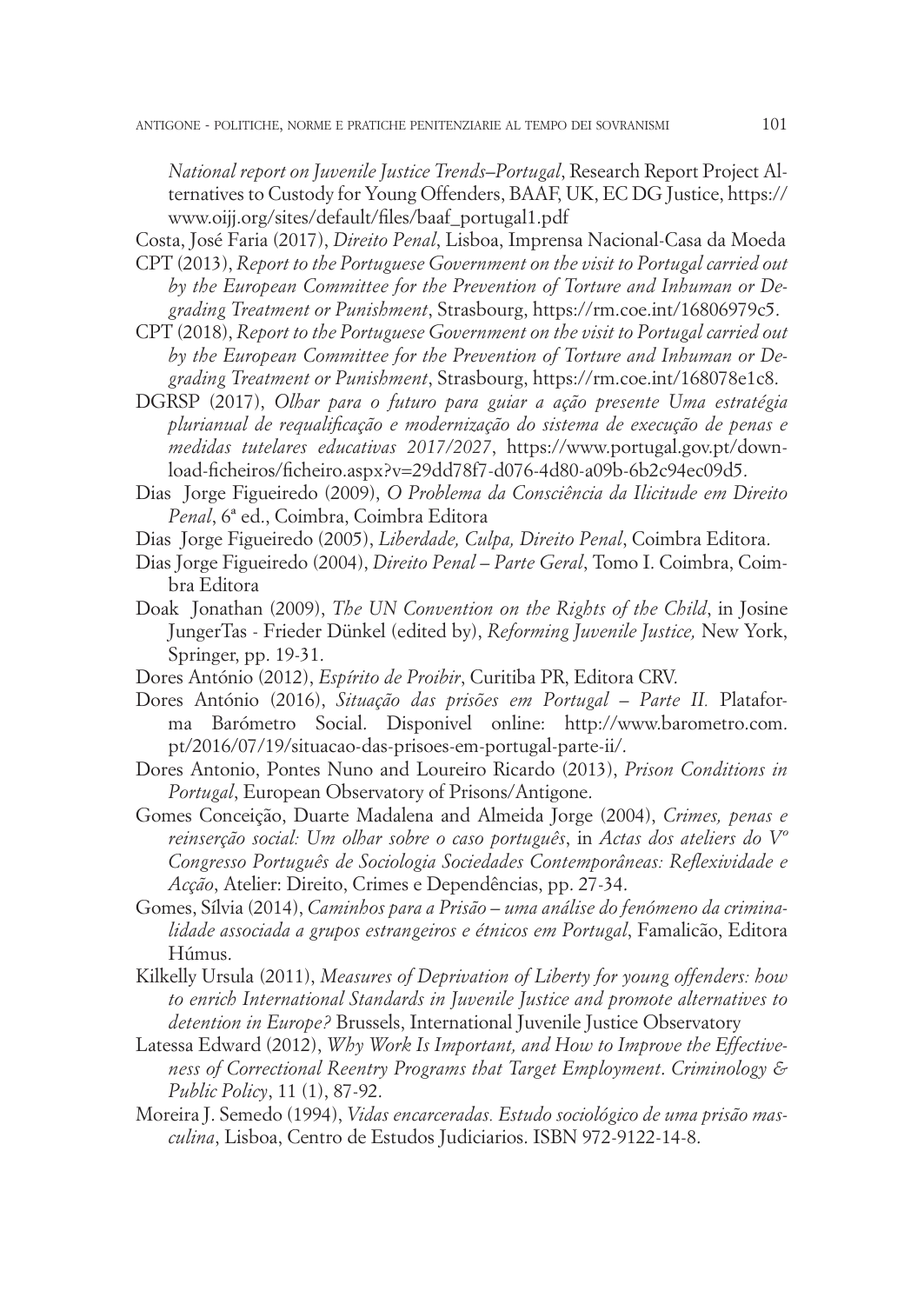*National report on Juvenile Justice Trends–Portugal*, Research Report Project Alternatives to Custody for Young Offenders, BAAF, UK, EC DG Justice, https://www.oijj.org/sites/default/files/baaf_portugal1.pdf

Costa, José Faria (2017), *Direito Penal*, Lisboa, Imprensa Nacional-Casa da Moeda

CPT (2013), *Report to the Portuguese Government on the visit to Portugal carried out by the European Committee for the Prevention of Torture and Inhuman or Degrading Treatment or Punishment*, Strasbourg, https://rm.coe.int/16806979c5.

CPT (2018), *Report to the Portuguese Government on the visit to Portugal carried out by the European Committee for the Prevention of Torture and Inhuman or Degrading Treatment or Punishment*, Strasbourg, https://rm.coe.int/168078e1c8.

DGRSP (2017), *Olhar para o futuro para guiar a ação presente Uma estratégia plurianual de requalificação e modernização do sistema de execução de penas e medidas tutelares educativas 2017/2027*, https://www.portugal.gov.pt/download-ficheiros/ficheiro.aspx?v=29dd78f7-d076-4d80-a09b-6b2c94ec09d5.

Dias Jorge Figueiredo (2009), *O Problema da Consciência da Ilicitude em Direito Penal*, 6ª ed., Coimbra, Coimbra Editora

Dias Jorge Figueiredo (2005), *Liberdade, Culpa, Direito Penal*, Coimbra Editora.

Dias Jorge Figueiredo (2004), *Direito Penal – Parte Geral*, Tomo I. Coimbra, Coimbra Editora

Doak Jonathan (2009), *The UN Convention on the Rights of the Child*, in Josine JungerTas - Frieder Dünkel (edited by), *Reforming Juvenile Justice,* New York, Springer, pp. 19-31.

Dores António (2012), *Espírito de Proibir*, Curitiba PR, Editora CRV.

Dores António (2016), *Situação das prisões em Portugal – Parte II.* Plataforma Barómetro Social. Disponivel online: http://www.barometro.com.pt/2016/07/19/situacao-das-prisoes-em-portugal-parte-ii/.

Dores Antonio, Pontes Nuno and Loureiro Ricardo (2013), *Prison Conditions in Portugal*, European Observatory of Prisons/Antigone.

Gomes Conceição, Duarte Madalena and Almeida Jorge (2004), *Crimes, penas e reinserção social: Um olhar sobre o caso português*, in *Actas dos ateliers do Vº Congresso Português de Sociologia Sociedades Contemporâneas: Reflexividade e Acção*, Atelier: Direito, Crimes e Dependências, pp. 27-34.

Gomes, Sílvia (2014), *Caminhos para a Prisão – uma análise do fenómeno da criminalidade associada a grupos estrangeiros e étnicos em Portugal*, Famalicão, Editora Húmus.

Kilkelly Ursula (2011), *Measures of Deprivation of Liberty for young offenders: how to enrich International Standards in Juvenile Justice and promote alternatives to detention in Europe?* Brussels, International Juvenile Justice Observatory

Latessa Edward (2012), *Why Work Is Important, and How to Improve the Effectiveness of Correctional Reentry Programs that Target Employment*. *Criminology & Public Policy*, 11 (1), 87-92.

Moreira J. Semedo (1994), *Vidas encarceradas. Estudo sociológico de uma prisão masculina*, Lisboa, Centro de Estudos Judiciarios. ISBN 972-9122-14-8.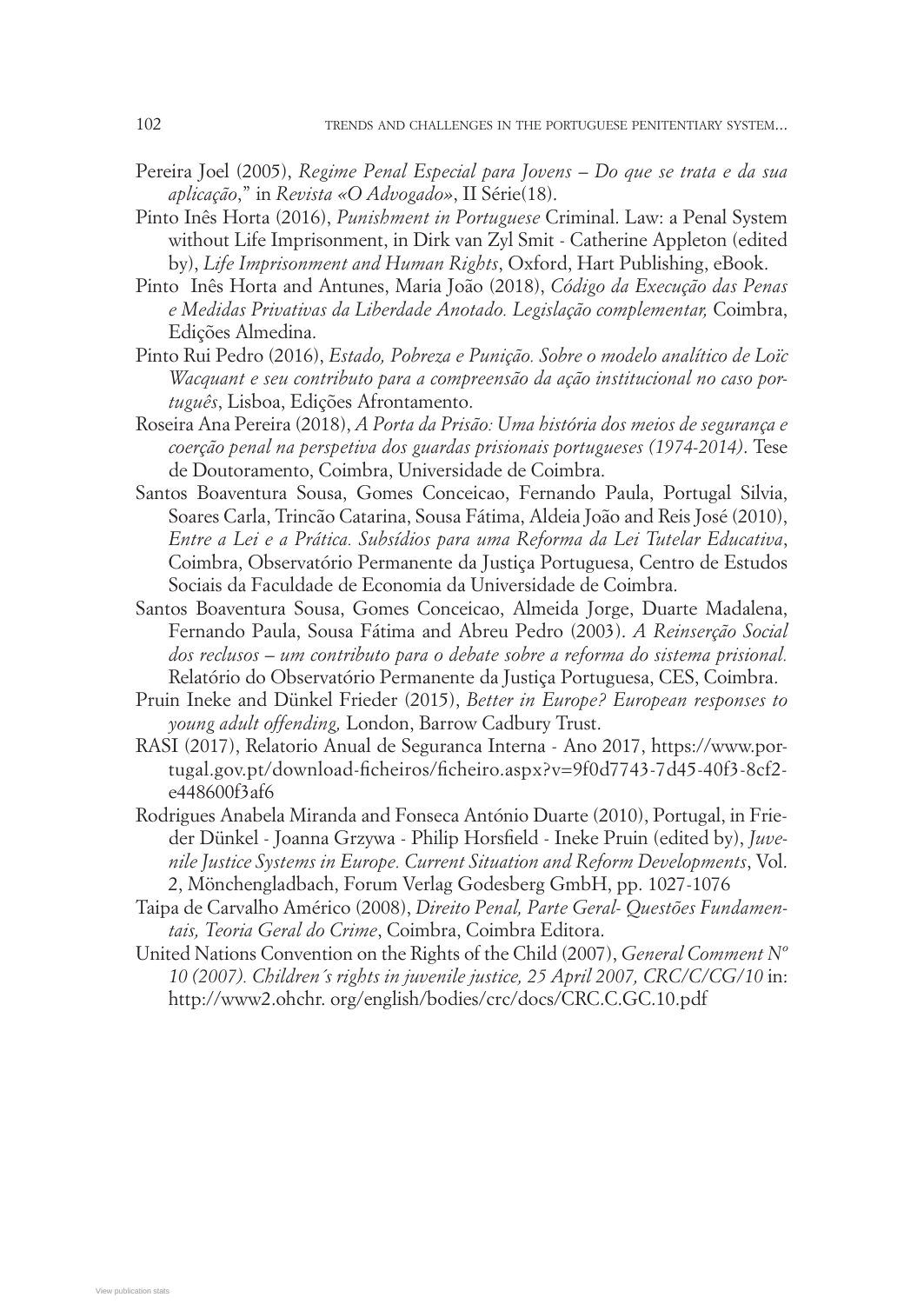Pereira Joel (2005), *Regime Penal Especial para Jovens – Do que se trata e da sua aplicação*," in *Revista «O Advogado»*, II Série(18).

Pinto Inês Horta (2016), *Punishment in Portuguese* Criminal. Law: a Penal System without Life Imprisonment, in Dirk van Zyl Smit - Catherine Appleton (edited by), *Life Imprisonment and Human Rights*, Oxford, Hart Publishing, eBook.

Pinto Inês Horta and Antunes, Maria João (2018), *Código da Execução das Penas e Medidas Privativas da Liberdade Anotado. Legislação complementar,* Coimbra, Edições Almedina.

Pinto Rui Pedro (2016), *Estado, Pobreza e Punição. Sobre o modelo analítico de Loïc Wacquant e seu contributo para a compreensão da ação institucional no caso português*, Lisboa, Edições Afrontamento.

Roseira Ana Pereira (2018), *A Porta da Prisão: Uma história dos meios de segurança e coerção penal na perspetiva dos guardas prisionais portugueses (1974-2014)*. Tese de Doutoramento, Coimbra, Universidade de Coimbra.

Santos Boaventura Sousa, Gomes Conceicao, Fernando Paula, Portugal Silvia, Soares Carla, Trincão Catarina, Sousa Fátima, Aldeia João and Reis José (2010), *Entre a Lei e a Prática. Subsídios para uma Reforma da Lei Tutelar Educativa*, Coimbra, Observatório Permanente da Justiça Portuguesa, Centro de Estudos Sociais da Faculdade de Economia da Universidade de Coimbra.

Santos Boaventura Sousa, Gomes Conceicao, Almeida Jorge, Duarte Madalena, Fernando Paula, Sousa Fátima and Abreu Pedro (2003). *A Reinserção Social dos reclusos – um contributo para o debate sobre a reforma do sistema prisional.* Relatório do Observatório Permanente da Justiça Portuguesa, CES, Coimbra.

Pruin Ineke and Dünkel Frieder (2015), *Better in Europe? European responses to young adult offending,* London, Barrow Cadbury Trust.

RASI (2017), Relatorio Anual de Seguranca Interna - Ano 2017, https://www.portugal.gov.pt/download-ficheiros/ficheiro.aspx?v=9f0d7743-7d45-40f3-8cf2-e448600f3af6

Rodrigues Anabela Miranda and Fonseca António Duarte (2010), Portugal, in Frieder Dünkel - Joanna Grzywa - Philip Horsfield - Ineke Pruin (edited by), *Juvenile Justice Systems in Europe. Current Situation and Reform Developments*, Vol. 2, Mönchengladbach, Forum Verlag Godesberg GmbH, pp. 1027-1076

Taipa de Carvalho Américo (2008), *Direito Penal, Parte Geral- Questões Fundamentais, Teoria Geral do Crime*, Coimbra, Coimbra Editora.

United Nations Convention on the Rights of the Child (2007), *General Comment Nº 10 (2007). Children´s rights in juvenile justice, 25 April 2007, CRC/C/CG/10* in: http://www2.ohchr. org/english/bodies/crc/docs/CRC.C.GC.10.pdf